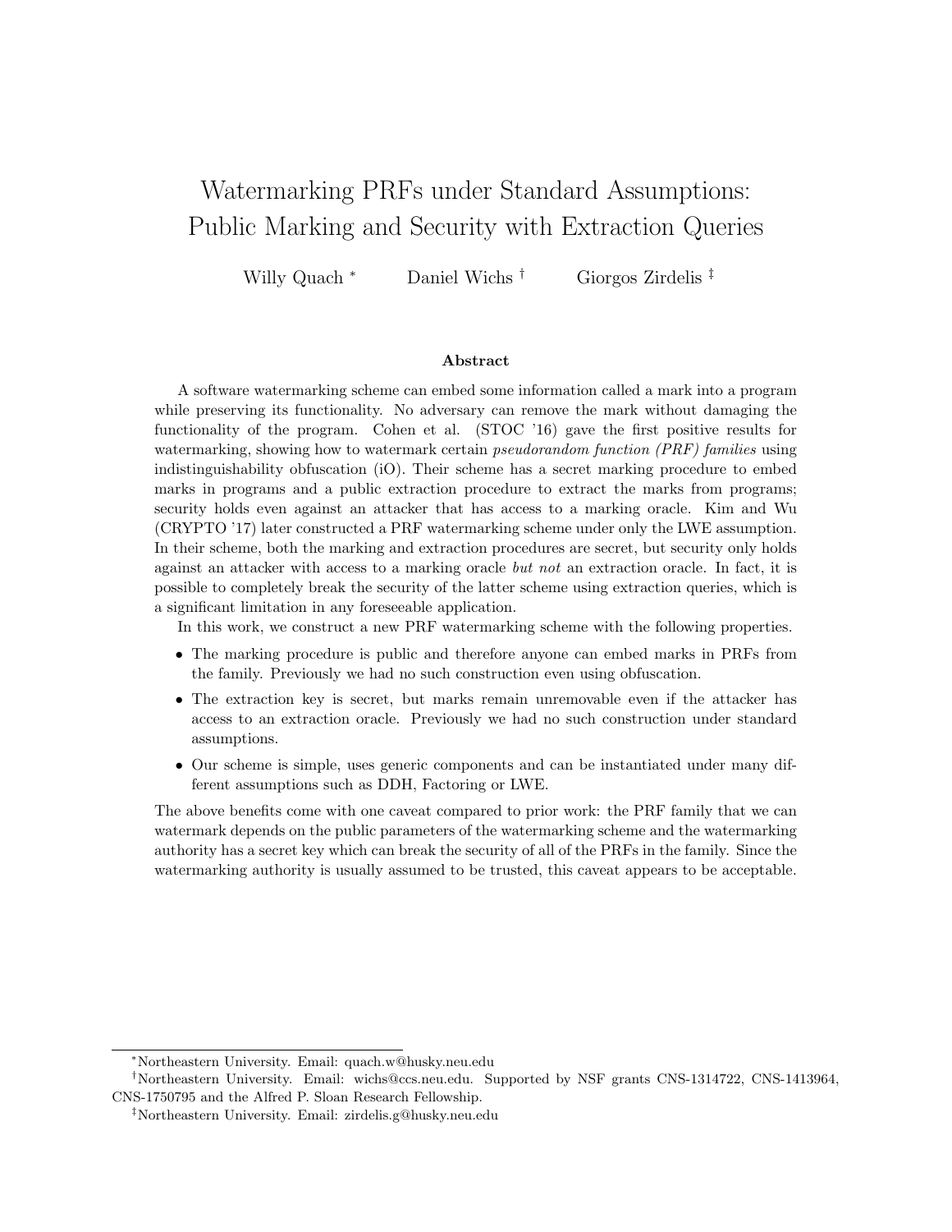# Watermarking PRFs under Standard Assumptions: Public Marking and Security with Extraction Queries

Willy Quach [*] Daniel Wichs [†] Giorgos Zirdelis [‡]

## Abstract

A software watermarking scheme can embed some information called a mark into a program while preserving its functionality. No adversary can remove the mark without damaging the functionality of the program. Cohen et al. (STOC '16) gave the first positive results for watermarking, showing how to watermark certain *pseudorandom function (PRF) families* using indistinguishability obfuscation (iO). Their scheme has a secret marking procedure to embed marks in programs and a public extraction procedure to extract the marks from programs; security holds even against an attacker that has access to a marking oracle. Kim and Wu (CRYPTO '17) later constructed a PRF watermarking scheme under only the LWE assumption. In their scheme, both the marking and extraction procedures are secret, but security only holds against an attacker with access to a marking oracle *but not* an extraction oracle. In fact, it is possible to completely break the security of the latter scheme using extraction queries, which is a significant limitation in any foreseeable application.

In this work, we construct a new PRF watermarking scheme with the following properties.

- The marking procedure is public and therefore anyone can embed marks in PRFs from the family. Previously we had no such construction even using obfuscation.
- The extraction key is secret, but marks remain unremovable even if the attacker has access to an extraction oracle. Previously we had no such construction under standard assumptions.
- Our scheme is simple, uses generic components and can be instantiated under many different assumptions such as DDH, Factoring or LWE.

The above benefits come with one caveat compared to prior work: the PRF family that we can watermark depends on the public parameters of the watermarking scheme and the watermarking authority has a secret key which can break the security of all of the PRFs in the family. Since the watermarking authority is usually assumed to be trusted, this caveat appears to be acceptable.

---

[*] Northeastern University. Email: quach.w@husky.neu.edu

[†] Northeastern University. Email: wichs@ccs.neu.edu. Supported by NSF grants CNS-1314722, CNS-1413964, CNS-1750795 and the Alfred P. Sloan Research Fellowship.

[‡] Northeastern University. Email: zirdelis.g@husky.neu.edu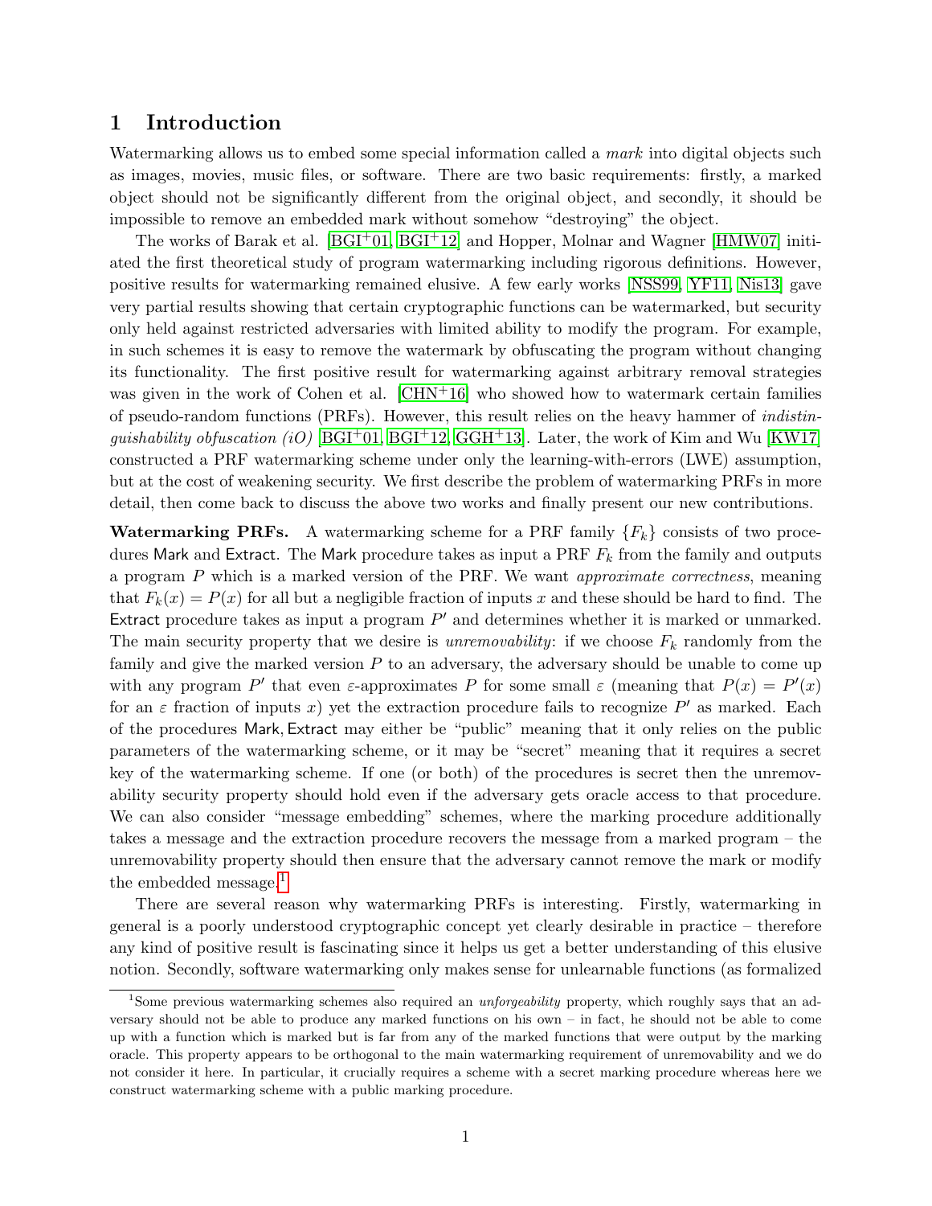# 1 Introduction

Watermarking allows us to embed some special information called a *mark* into digital objects such as images, movies, music files, or software. There are two basic requirements: firstly, a marked object should not be significantly different from the original object, and secondly, it should be impossible to remove an embedded mark without somehow "destroying" the object.

The works of Barak et al. [BGI+01, BGI+12] and Hopper, Molnar and Wagner [HMW07] initiated the first theoretical study of program watermarking including rigorous definitions. However, positive results for watermarking remained elusive. A few early works [NSS99, YF11, Nis13] gave very partial results showing that certain cryptographic functions can be watermarked, but security only held against restricted adversaries with limited ability to modify the program. For example, in such schemes it is easy to remove the watermark by obfuscating the program without changing its functionality. The first positive result for watermarking against arbitrary removal strategies was given in the work of Cohen et al. [CHN+16] who showed how to watermark certain families of pseudo-random functions (PRFs). However, this result relies on the heavy hammer of *indistinguishability obfuscation (iO)* [BGI+01, BGI+12, GGH+13]. Later, the work of Kim and Wu [KW17] constructed a PRF watermarking scheme under only the learning-with-errors (LWE) assumption, but at the cost of weakening security. We first describe the problem of watermarking PRFs in more detail, then come back to discuss the above two works and finally present our new contributions.

**Watermarking PRFs.** A watermarking scheme for a PRF family $\{F_k\}$ consists of two procedures $\mathsf{Mark}$ and $\mathsf{Extract}$. The $\mathsf{Mark}$ procedure takes as input a PRF $F_k$ from the family and outputs a program $P$ which is a marked version of the PRF. We want *approximate correctness*, meaning that $F_k(x) = P(x)$ for all but a negligible fraction of inputs $x$ and these should be hard to find. The $\mathsf{Extract}$ procedure takes as input a program $P'$ and determines whether it is marked or unmarked. The main security property that we desire is *unremovability*: if we choose $F_k$ randomly from the family and give the marked version $P$ to an adversary, the adversary should be unable to come up with any program $P'$ that even $\varepsilon$-approximates $P$ for some small $\varepsilon$ (meaning that $P(x) = P'(x)$ for an $\varepsilon$ fraction of inputs $x$) yet the extraction procedure fails to recognize $P'$ as marked. Each of the procedures $\mathsf{Mark}, \mathsf{Extract}$ may either be "public" meaning that it only relies on the public parameters of the watermarking scheme, or it may be "secret" meaning that it requires a secret key of the watermarking scheme. If one (or both) of the procedures is secret then the unremovability security property should hold even if the adversary gets oracle access to that procedure. We can also consider "message embedding" schemes, where the marking procedure additionally takes a message and the extraction procedure recovers the message from a marked program – the unremovability property should then ensure that the adversary cannot remove the mark or modify the embedded message.[1]

There are several reason why watermarking PRFs is interesting. Firstly, watermarking in general is a poorly understood cryptographic concept yet clearly desirable in practice – therefore any kind of positive result is fascinating since it helps us get a better understanding of this elusive notion. Secondly, software watermarking only makes sense for unlearnable functions (as formalized

---

[1] Some previous watermarking schemes also required an *unforgeability* property, which roughly says that an adversary should not be able to produce any marked functions on his own – in fact, he should not be able to come up with a function which is marked but is far from any of the marked functions that were output by the marking oracle. This property appears to be orthogonal to the main watermarking requirement of unremovability and we do not consider it here. In particular, it crucially requires a scheme with a secret marking procedure whereas here we construct watermarking scheme with a public marking procedure.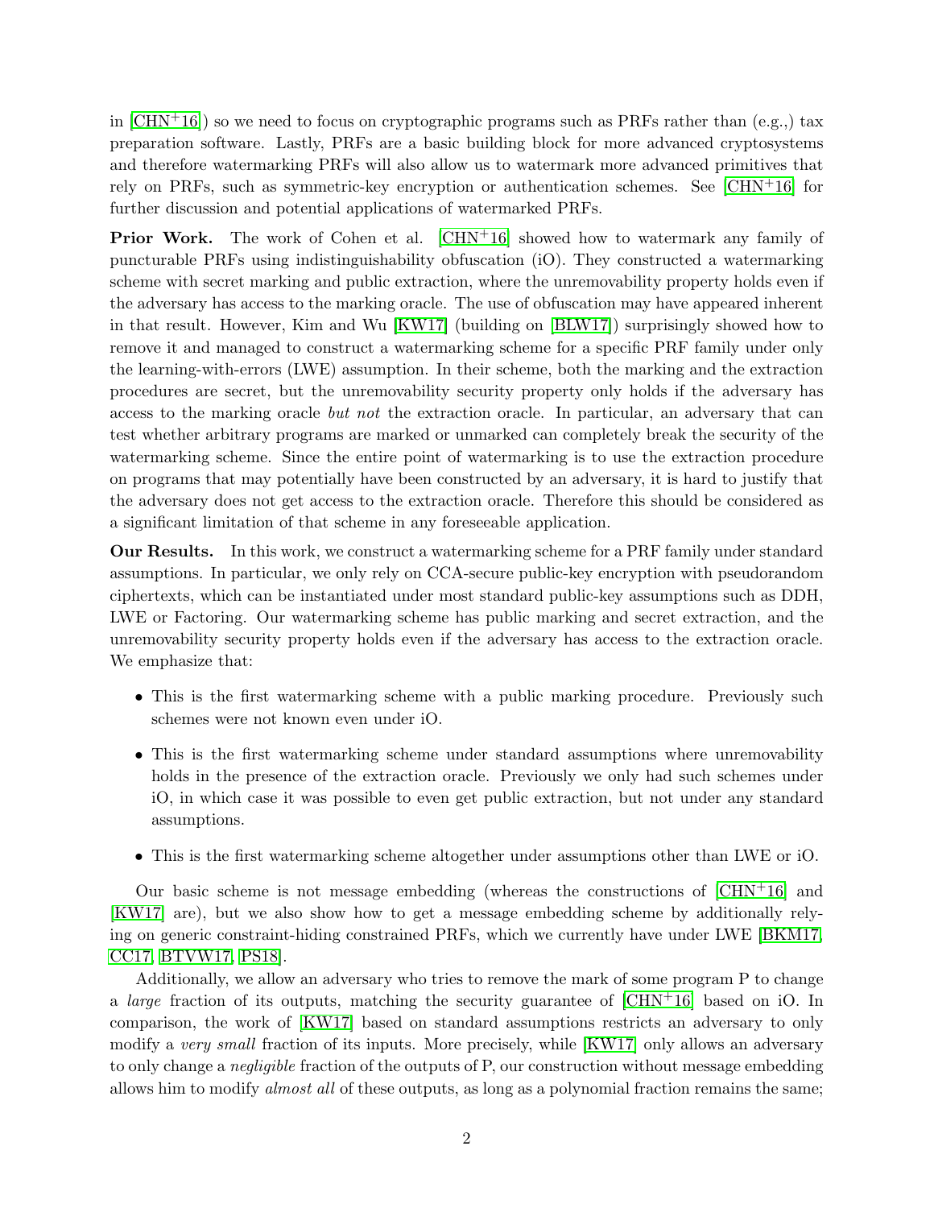in [CHN+16]) so we need to focus on cryptographic programs such as PRFs rather than (e.g.,) tax preparation software. Lastly, PRFs are a basic building block for more advanced cryptosystems and therefore watermarking PRFs will also allow us to watermark more advanced primitives that rely on PRFs, such as symmetric-key encryption or authentication schemes. See [CHN+16] for further discussion and potential applications of watermarked PRFs.

**Prior Work.** The work of Cohen et al. [CHN+16] showed how to watermark any family of puncturable PRFs using indistinguishability obfuscation (iO). They constructed a watermarking scheme with secret marking and public extraction, where the unremovability property holds even if the adversary has access to the marking oracle. The use of obfuscation may have appeared inherent in that result. However, Kim and Wu [KW17] (building on [BLW17]) surprisingly showed how to remove it and managed to construct a watermarking scheme for a specific PRF family under only the learning-with-errors (LWE) assumption. In their scheme, both the marking and the extraction procedures are secret, but the unremovability security property only holds if the adversary has access to the marking oracle *but not* the extraction oracle. In particular, an adversary that can test whether arbitrary programs are marked or unmarked can completely break the security of the watermarking scheme. Since the entire point of watermarking is to use the extraction procedure on programs that may potentially have been constructed by an adversary, it is hard to justify that the adversary does not get access to the extraction oracle. Therefore this should be considered as a significant limitation of that scheme in any foreseeable application.

**Our Results.** In this work, we construct a watermarking scheme for a PRF family under standard assumptions. In particular, we only rely on CCA-secure public-key encryption with pseudorandom ciphertexts, which can be instantiated under most standard public-key assumptions such as DDH, LWE or Factoring. Our watermarking scheme has public marking and secret extraction, and the unremovability security property holds even if the adversary has access to the extraction oracle. We emphasize that:

- This is the first watermarking scheme with a public marking procedure. Previously such schemes were not known even under iO.
- This is the first watermarking scheme under standard assumptions where unremovability holds in the presence of the extraction oracle. Previously we only had such schemes under iO, in which case it was possible to even get public extraction, but not under any standard assumptions.
- This is the first watermarking scheme altogether under assumptions other than LWE or iO.

Our basic scheme is not message embedding (whereas the constructions of [CHN+16] and [KW17] are), but we also show how to get a message embedding scheme by additionally relying on generic constraint-hiding constrained PRFs, which we currently have under LWE [BKM17, CC17, BTVW17, PS18].

Additionally, we allow an adversary who tries to remove the mark of some program P to change a *large* fraction of its outputs, matching the security guarantee of [CHN+16] based on iO. In comparison, the work of [KW17] based on standard assumptions restricts an adversary to only modify a *very small* fraction of its inputs. More precisely, while [KW17] only allows an adversary to only change a *negligible* fraction of the outputs of P, our construction without message embedding allows him to modify *almost all* of these outputs, as long as a polynomial fraction remains the same;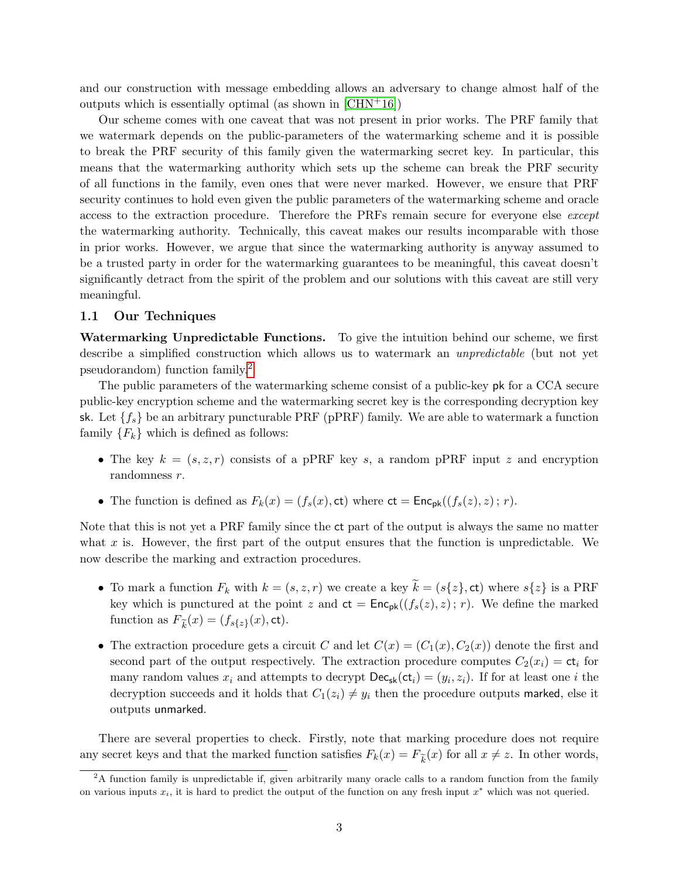and our construction with message embedding allows an adversary to change almost half of the outputs which is essentially optimal (as shown in [CHN+16])

Our scheme comes with one caveat that was not present in prior works. The PRF family that we watermark depends on the public-parameters of the watermarking scheme and it is possible to break the PRF security of this family given the watermarking secret key. In particular, this means that the watermarking authority which sets up the scheme can break the PRF security of all functions in the family, even ones that were never marked. However, we ensure that PRF security continues to hold even given the public parameters of the watermarking scheme and oracle access to the extraction procedure. Therefore the PRFs remain secure for everyone else *except* the watermarking authority. Technically, this caveat makes our results incomparable with those in prior works. However, we argue that since the watermarking authority is anyway assumed to be a trusted party in order for the watermarking guarantees to be meaningful, this caveat doesn't significantly detract from the spirit of the problem and our solutions with this caveat are still very meaningful.

## 1.1 Our Techniques

**Watermarking Unpredictable Functions.** To give the intuition behind our scheme, we first describe a simplified construction which allows us to watermark an *unpredictable* (but not yet pseudorandom) function family.[2]

The public parameters of the watermarking scheme consist of a public-key $\mathsf{pk}$ for a CCA secure public-key encryption scheme and the watermarking secret key is the corresponding decryption key $\mathsf{sk}$. Let $\{f_s\}$ be an arbitrary puncturable PRF (pPRF) family. We are able to watermark a function family $\{F_k\}$ which is defined as follows:

- The key $k = (s, z, r)$ consists of a pPRF key $s$, a random pPRF input $z$ and encryption randomness $r$.
- The function is defined as $F_k(x) = (f_s(x), \mathsf{ct})$ where $\mathsf{ct} = \mathsf{Enc}_{\mathsf{pk}}((f_s(z), z)\,;\, r)$.

Note that this is not yet a PRF family since the $\mathsf{ct}$ part of the output is always the same no matter what $x$ is. However, the first part of the output ensures that the function is unpredictable. We now describe the marking and extraction procedures.

- To mark a function $F_k$ with $k = (s, z, r)$ we create a key $\widetilde{k} = (s\{z\}, \mathsf{ct})$ where $s\{z\}$ is a PRF key which is punctured at the point $z$ and $\mathsf{ct} = \mathsf{Enc}_{\mathsf{pk}}((f_s(z), z)\,;\, r)$. We define the marked function as $F_{\widetilde{k}}(x) = (f_{s\{z\}}(x), \mathsf{ct})$.
- The extraction procedure gets a circuit $C$ and let $C(x) = (C_1(x), C_2(x))$ denote the first and second part of the output respectively. The extraction procedure computes $C_2(x_i) = \mathsf{ct}_i$ for many random values $x_i$ and attempts to decrypt $\mathsf{Dec}_{\mathsf{sk}}(\mathsf{ct}_i) = (y_i, z_i)$. If for at least one $i$ the decryption succeeds and it holds that $C_1(z_i) \neq y_i$ then the procedure outputs $\mathsf{marked}$, else it outputs $\mathsf{unmarked}$.

There are several properties to check. Firstly, note that marking procedure does not require any secret keys and that the marked function satisfies $F_k(x) = F_{\widetilde{k}}(x)$ for all $x \neq z$. In other words,

[2] A function family is unpredictable if, given arbitrarily many oracle calls to a random function from the family on various inputs $x_i$, it is hard to predict the output of the function on any fresh input $x^*$ which was not queried.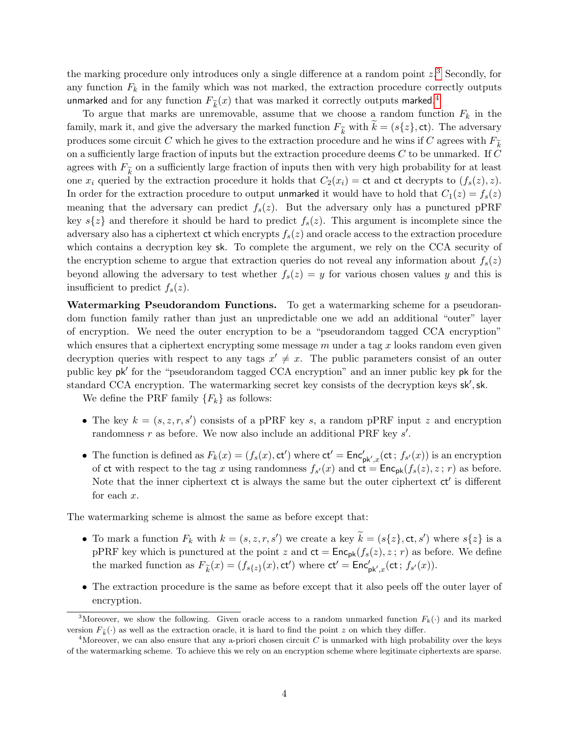the marking procedure only introduces only a single difference at a random point $z$.[3] Secondly, for any function $F_k$ in the family which was not marked, the extraction procedure correctly outputs $\mathsf{unmarked}$ and for any function $F_{\widetilde{k}}(x)$ that was marked it correctly outputs $\mathsf{marked}$.[4]

To argue that marks are unremovable, assume that we choose a random function $F_k$ in the family, mark it, and give the adversary the marked function $F_{\widetilde{k}}$ with $\widetilde{k} = (s\{z\}, \mathsf{ct})$. The adversary produces some circuit $C$ which he gives to the extraction procedure and he wins if $C$ agrees with $F_{\widetilde{k}}$ on a sufficiently large fraction of inputs but the extraction procedure deems $C$ to be unmarked. If $C$ agrees with $F_{\widetilde{k}}$ on a sufficiently large fraction of inputs then with very high probability for at least one $x_i$ queried by the extraction procedure it holds that $C_2(x_i) = \mathsf{ct}$ and $\mathsf{ct}$ decrypts to $(f_s(z), z)$. In order for the extraction procedure to output $\mathsf{unmarked}$ it would have to hold that $C_1(z) = f_s(z)$ meaning that the adversary can predict $f_s(z)$. But the adversary only has a punctured pPRF key $s\{z\}$ and therefore it should be hard to predict $f_s(z)$. This argument is incomplete since the adversary also has a ciphertext $\mathsf{ct}$ which encrypts $f_s(z)$ and oracle access to the extraction procedure which contains a decryption key $\mathsf{sk}$. To complete the argument, we rely on the CCA security of the encryption scheme to argue that extraction queries do not reveal any information about $f_s(z)$ beyond allowing the adversary to test whether $f_s(z) = y$ for various chosen values $y$ and this is insufficient to predict $f_s(z)$.

**Watermarking Pseudorandom Functions.** To get a watermarking scheme for a pseudorandom function family rather than just an unpredictable one we add an additional "outer" layer of encryption. We need the outer encryption to be a "pseudorandom tagged CCA encryption" which ensures that a ciphertext encrypting some message $m$ under a tag $x$ looks random even given decryption queries with respect to any tags $x' \neq x$. The public parameters consist of an outer public key $\mathsf{pk}'$ for the "pseudorandom tagged CCA encryption" and an inner public key $\mathsf{pk}$ for the standard CCA encryption. The watermarking secret key consists of the decryption keys $\mathsf{sk}', \mathsf{sk}$.

We define the PRF family $\{F_k\}$ as follows:

- The key $k = (s, z, r, s')$ consists of a pPRF key $s$, a random pPRF input $z$ and encryption randomness $r$ as before. We now also include an additional PRF key $s'$.
- The function is defined as $F_k(x) = (f_s(x), \mathsf{ct}')$ where $\mathsf{ct}' = \mathsf{Enc}'_{\mathsf{pk}',x}(\mathsf{ct}\,;\, f_{s'}(x))$ is an encryption of $\mathsf{ct}$ with respect to the tag $x$ using randomness $f_{s'}(x)$ and $\mathsf{ct} = \mathsf{Enc}_{\mathsf{pk}}(f_s(z), z\,;\, r)$ as before. Note that the inner ciphertext $\mathsf{ct}$ is always the same but the outer ciphertext $\mathsf{ct}'$ is different for each $x$.

The watermarking scheme is almost the same as before except that:

- To mark a function $F_k$ with $k = (s, z, r, s')$ we create a key $\widetilde{k} = (s\{z\}, \mathsf{ct}, s')$ where $s\{z\}$ is a pPRF key which is punctured at the point $z$ and $\mathsf{ct} = \mathsf{Enc}_{\mathsf{pk}}(f_s(z), z\,;\, r)$ as before. We define the marked function as $F_{\widetilde{k}}(x) = (f_{s\{z\}}(x), \mathsf{ct}')$ where $\mathsf{ct}' = \mathsf{Enc}'_{\mathsf{pk}',x}(\mathsf{ct}\,;\, f_{s'}(x))$.
- The extraction procedure is the same as before except that it also peels off the outer layer of encryption.

---

[3] Moreover, we show the following. Given oracle access to a random unmarked function $F_k(\cdot)$ and its marked version $F_{\widetilde{k}}(\cdot)$ as well as the extraction oracle, it is hard to find the point $z$ on which they differ.

[4] Moreover, we can also ensure that any a-priori chosen circuit $C$ is unmarked with high probability over the keys of the watermarking scheme. To achieve this we rely on an encryption scheme where legitimate ciphertexts are sparse.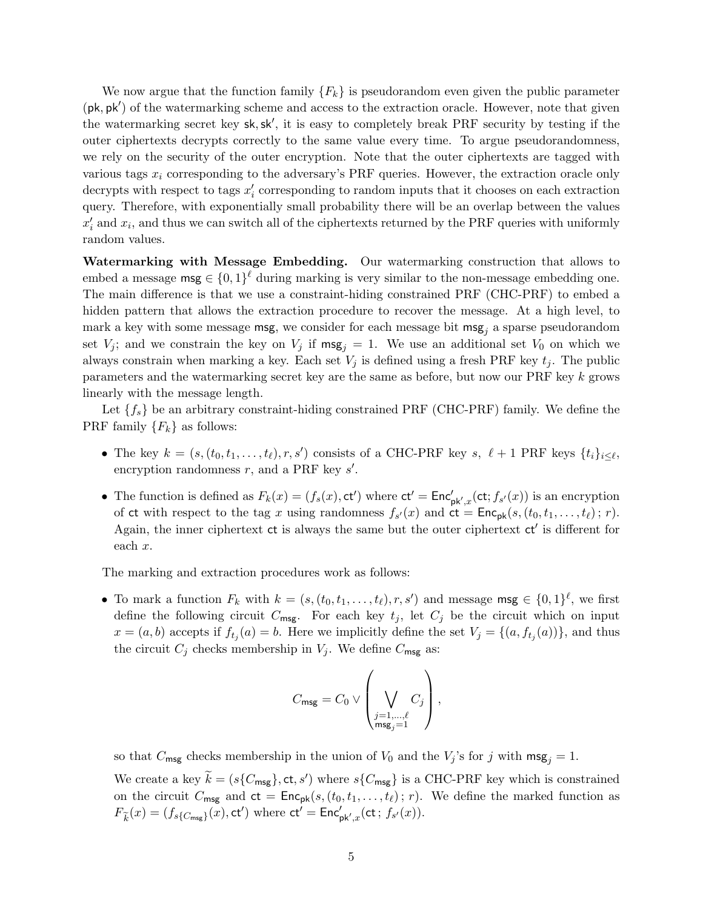We now argue that the function family $\{F_k\}$ is pseudorandom even given the public parameter $(\mathsf{pk}, \mathsf{pk}')$ of the watermarking scheme and access to the extraction oracle. However, note that given the watermarking secret key $\mathsf{sk}, \mathsf{sk}'$, it is easy to completely break PRF security by testing if the outer ciphertexts decrypts correctly to the same value every time. To argue pseudorandomness, we rely on the security of the outer encryption. Note that the outer ciphertexts are tagged with various tags $x_i$ corresponding to the adversary's PRF queries. However, the extraction oracle only decrypts with respect to tags $x'_i$ corresponding to random inputs that it chooses on each extraction query. Therefore, with exponentially small probability there will be an overlap between the values $x'_i$ and $x_i$, and thus we can switch all of the ciphertexts returned by the PRF queries with uniformly random values.

**Watermarking with Message Embedding.** Our watermarking construction that allows to embed a message $\mathsf{msg} \in \{0,1\}^\ell$ during marking is very similar to the non-message embedding one. The main difference is that we use a constraint-hiding constrained PRF (CHC-PRF) to embed a hidden pattern that allows the extraction procedure to recover the message. At a high level, to mark a key with some message $\mathsf{msg}$, we consider for each message bit $\mathsf{msg}_j$ a sparse pseudorandom set $V_j$; and we constrain the key on $V_j$ if $\mathsf{msg}_j = 1$. We use an additional set $V_0$ on which we always constrain when marking a key. Each set $V_j$ is defined using a fresh PRF key $t_j$. The public parameters and the watermarking secret key are the same as before, but now our PRF key $k$ grows linearly with the message length.

Let $\{f_s\}$ be an arbitrary constraint-hiding constrained PRF (CHC-PRF) family. We define the PRF family $\{F_k\}$ as follows:

- The key $k = (s, (t_0, t_1, \ldots, t_\ell), r, s')$ consists of a CHC-PRF key $s$, $\ell + 1$ PRF keys $\{t_i\}_{i \leq \ell}$, encryption randomness $r$, and a PRF key $s'$.
- The function is defined as $F_k(x) = (f_s(x), \mathsf{ct}')$ where $\mathsf{ct}' = \mathsf{Enc}'_{\mathsf{pk}',x}(\mathsf{ct}; f_{s'}(x))$ is an encryption of $\mathsf{ct}$ with respect to the tag $x$ using randomness $f_{s'}(x)$ and $\mathsf{ct} = \mathsf{Enc}_{\mathsf{pk}}(s, (t_0, t_1, \ldots, t_\ell)\,;\, r)$. Again, the inner ciphertext $\mathsf{ct}$ is always the same but the outer ciphertext $\mathsf{ct}'$ is different for each $x$.

The marking and extraction procedures work as follows:

- To mark a function $F_k$ with $k = (s, (t_0, t_1, \ldots, t_\ell), r, s')$ and message $\mathsf{msg} \in \{0,1\}^\ell$, we first define the following circuit $C_{\mathsf{msg}}$. For each key $t_j$, let $C_j$ be the circuit which on input $x = (a, b)$ accepts if $f_{t_j}(a) = b$. Here we implicitly define the set $V_j = \{(a, f_{t_j}(a))\}$, and thus the circuit $C_j$ checks membership in $V_j$. We define $C_{\mathsf{msg}}$ as:

$$C_{\mathsf{msg}} = C_0 \vee \left( \bigvee_{\substack{j=1,\ldots,\ell \\ \mathsf{msg}_j = 1}} C_j \right),$$

  so that $C_{\mathsf{msg}}$ checks membership in the union of $V_0$ and the $V_j$'s for $j$ with $\mathsf{msg}_j = 1$.

  We create a key $\widetilde{k} = (s\{C_{\mathsf{msg}}\}, \mathsf{ct}, s')$ where $s\{C_{\mathsf{msg}}\}$ is a CHC-PRF key which is constrained on the circuit $C_{\mathsf{msg}}$ and $\mathsf{ct} = \mathsf{Enc}_{\mathsf{pk}}(s, (t_0, t_1, \ldots, t_\ell)\,;\, r)$. We define the marked function as $F_{\widetilde{k}}(x) = (f_{s\{C_{\mathsf{msg}}\}}(x), \mathsf{ct}')$ where $\mathsf{ct}' = \mathsf{Enc}'_{\mathsf{pk}',x}(\mathsf{ct}\,;\, f_{s'}(x))$.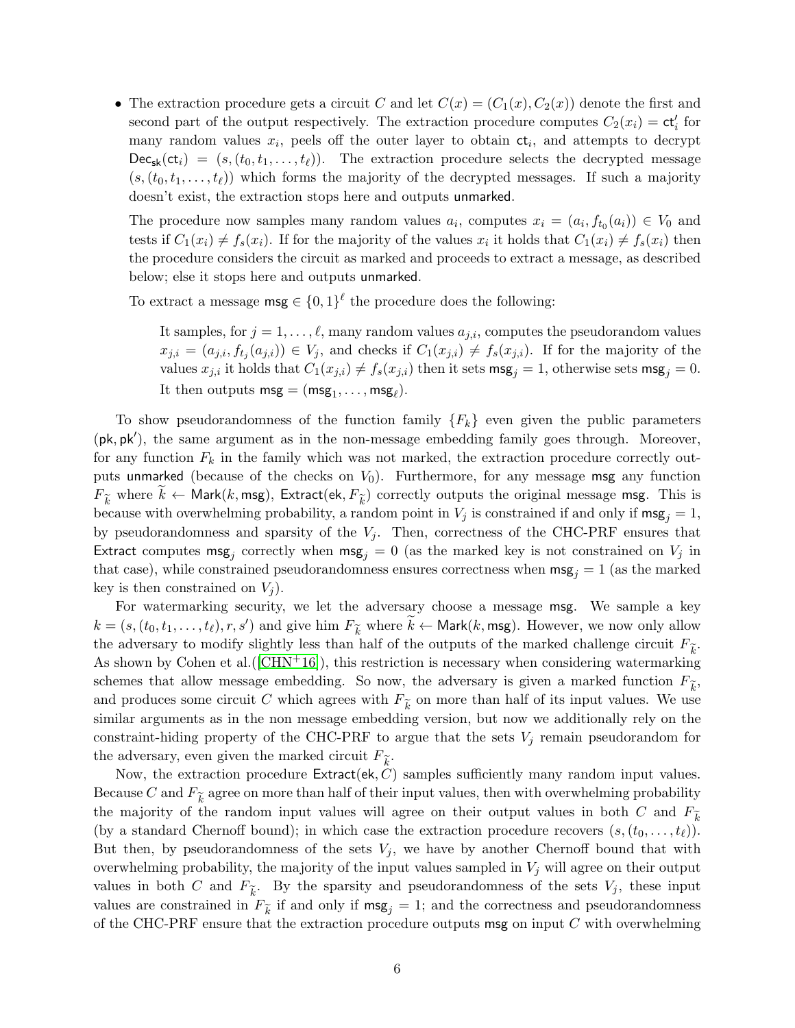- The extraction procedure gets a circuit $C$ and let $C(x) = (C_1(x), C_2(x))$ denote the first and second part of the output respectively. The extraction procedure computes $C_2(x_i) = \mathsf{ct}'_i$ for many random values $x_i$, peels off the outer layer to obtain $\mathsf{ct}_i$, and attempts to decrypt $\mathsf{Dec}_{\mathsf{sk}}(\mathsf{ct}_i) = (s, (t_0, t_1, \dots, t_\ell))$. The extraction procedure selects the decrypted message $(s, (t_0, t_1, \dots, t_\ell))$ which forms the majority of the decrypted messages. If such a majority doesn't exist, the extraction stops here and outputs $\mathsf{unmarked}$.

  The procedure now samples many random values $a_i$, computes $x_i = (a_i, f_{t_0}(a_i)) \in V_0$ and tests if $C_1(x_i) \neq f_s(x_i)$. If for the majority of the values $x_i$ it holds that $C_1(x_i) \neq f_s(x_i)$ then the procedure considers the circuit as marked and proceeds to extract a message, as described below; else it stops here and outputs $\mathsf{unmarked}$.

  To extract a message $\mathsf{msg} \in \{0,1\}^\ell$ the procedure does the following:

  > It samples, for $j = 1, \dots, \ell$, many random values $a_{j,i}$, computes the pseudorandom values $x_{j,i} = (a_{j,i}, f_{t_j}(a_{j,i})) \in V_j$, and checks if $C_1(x_{j,i}) \neq f_s(x_{j,i})$. If for the majority of the values $x_{j,i}$ it holds that $C_1(x_{j,i}) \neq f_s(x_{j,i})$ then it sets $\mathsf{msg}_j = 1$, otherwise sets $\mathsf{msg}_j = 0$. It then outputs $\mathsf{msg} = (\mathsf{msg}_1, \dots, \mathsf{msg}_\ell)$.

To show pseudorandomness of the function family $\{F_k\}$ even given the public parameters $(\mathsf{pk}, \mathsf{pk}')$, the same argument as in the non-message embedding family goes through. Moreover, for any function $F_k$ in the family which was not marked, the extraction procedure correctly outputs $\mathsf{unmarked}$ (because of the checks on $V_0$). Furthermore, for any message $\mathsf{msg}$ any function $F_{\widetilde{k}}$ where $\widetilde{k} \leftarrow \mathsf{Mark}(k, \mathsf{msg})$, $\mathsf{Extract}(\mathsf{ek}, F_{\widetilde{k}})$ correctly outputs the original message $\mathsf{msg}$. This is because with overwhelming probability, a random point in $V_j$ is constrained if and only if $\mathsf{msg}_j = 1$, by pseudorandomness and sparsity of the $V_j$. Then, correctness of the CHC-PRF ensures that $\mathsf{Extract}$ computes $\mathsf{msg}_j$ correctly when $\mathsf{msg}_j = 0$ (as the marked key is not constrained on $V_j$ in that case), while constrained pseudorandomness ensures correctness when $\mathsf{msg}_j = 1$ (as the marked key is then constrained on $V_j$).

For watermarking security, we let the adversary choose a message $\mathsf{msg}$. We sample a key $k = (s, (t_0, t_1, \dots, t_\ell), r, s')$ and give him $F_{\widetilde{k}}$ where $\widetilde{k} \leftarrow \mathsf{Mark}(k, \mathsf{msg})$. However, we now only allow the adversary to modify slightly less than half of the outputs of the marked challenge circuit $F_{\widetilde{k}}$. As shown by Cohen et al.([CHN+16]), this restriction is necessary when considering watermarking schemes that allow message embedding. So now, the adversary is given a marked function $F_{\widetilde{k}}$, and produces some circuit $C$ which agrees with $F_{\widetilde{k}}$ on more than half of its input values. We use similar arguments as in the non message embedding version, but now we additionally rely on the constraint-hiding property of the CHC-PRF to argue that the sets $V_j$ remain pseudorandom for the adversary, even given the marked circuit $F_{\widetilde{k}}$.

Now, the extraction procedure $\mathsf{Extract}(\mathsf{ek}, C)$ samples sufficiently many random input values. Because $C$ and $F_{\widetilde{k}}$ agree on more than half of their input values, then with overwhelming probability the majority of the random input values will agree on their output values in both $C$ and $F_{\widetilde{k}}$ (by a standard Chernoff bound); in which case the extraction procedure recovers $(s, (t_0, \dots, t_\ell))$. But then, by pseudorandomness of the sets $V_j$, we have by another Chernoff bound that with overwhelming probability, the majority of the input values sampled in $V_j$ will agree on their output values in both $C$ and $F_{\widetilde{k}}$. By the sparsity and pseudorandomness of the sets $V_j$, these input values are constrained in $F_{\widetilde{k}}$ if and only if $\mathsf{msg}_j = 1$; and the correctness and pseudorandomness of the CHC-PRF ensure that the extraction procedure outputs $\mathsf{msg}$ on input $C$ with overwhelming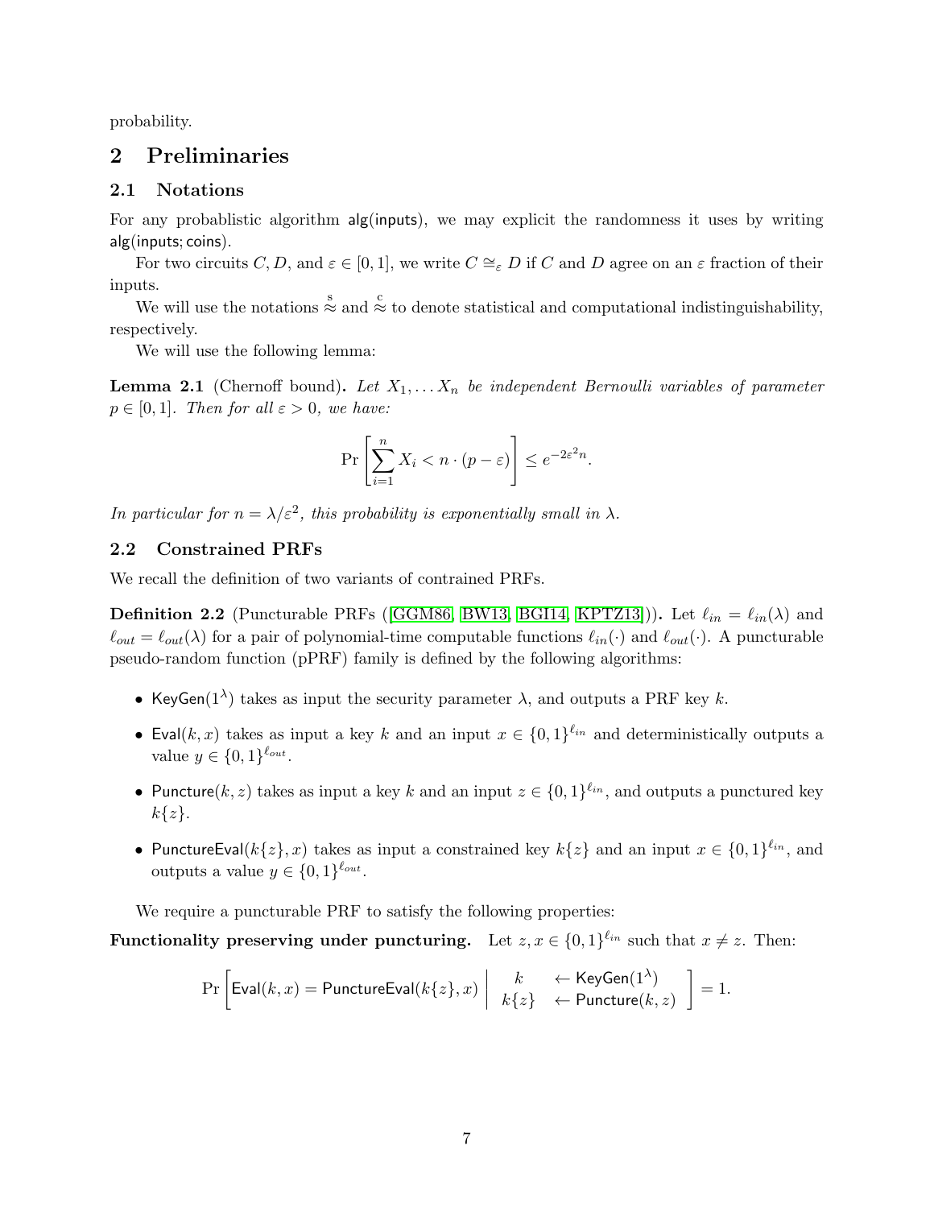probability.

# 2 Preliminaries

## 2.1 Notations

For any probablistic algorithm $\mathsf{alg}(\mathsf{inputs})$, we may explicit the randomness it uses by writing $\mathsf{alg}(\mathsf{inputs};\mathsf{coins})$.

For two circuits $C, D$, and $\varepsilon \in [0,1]$, we write $C \cong_\varepsilon D$ if $C$ and $D$ agree on an $\varepsilon$ fraction of their inputs.

We will use the notations $\overset{s}{\approx}$ and $\overset{c}{\approx}$ to denote statistical and computational indistinguishability, respectively.

We will use the following lemma:

**Lemma 2.1** (Chernoff bound)**.** *Let $X_1, \ldots X_n$ be independent Bernoulli variables of parameter $p \in [0,1]$. Then for all $\varepsilon > 0$, we have:*

$$\Pr\left[\sum_{i=1}^{n} X_i < n \cdot (p - \varepsilon)\right] \le e^{-2\varepsilon^2 n}.$$

*In particular for $n = \lambda/\varepsilon^2$, this probability is exponentially small in $\lambda$.*

## 2.2 Constrained PRFs

We recall the definition of two variants of contrained PRFs.

**Definition 2.2** (Puncturable PRFs ([GGM86, BW13, BGI14, KPTZ13]))**.** Let $\ell_{in} = \ell_{in}(\lambda)$ and $\ell_{out} = \ell_{out}(\lambda)$ for a pair of polynomial-time computable functions $\ell_{in}(\cdot)$ and $\ell_{out}(\cdot)$. A puncturable pseudo-random function (pPRF) family is defined by the following algorithms:

- $\mathsf{KeyGen}(1^\lambda)$ takes as input the security parameter $\lambda$, and outputs a PRF key $k$.
- $\mathsf{Eval}(k, x)$ takes as input a key $k$ and an input $x \in \{0,1\}^{\ell_{in}}$ and deterministically outputs a value $y \in \{0,1\}^{\ell_{out}}$.
- $\mathsf{Puncture}(k, z)$ takes as input a key $k$ and an input $z \in \{0,1\}^{\ell_{in}}$, and outputs a punctured key $k\{z\}$.
- $\mathsf{PunctureEval}(k\{z\}, x)$ takes as input a constrained key $k\{z\}$ and an input $x \in \{0,1\}^{\ell_{in}}$, and outputs a value $y \in \{0,1\}^{\ell_{out}}$.

We require a puncturable PRF to satisfy the following properties:

**Functionality preserving under puncturing.** Let $z, x \in \{0,1\}^{\ell_{in}}$ such that $x \neq z$. Then:

$$\Pr\left[\mathsf{Eval}(k,x) = \mathsf{PunctureEval}(k\{z\}, x) \;\middle|\; \begin{array}{cl} k & \leftarrow \mathsf{KeyGen}(1^\lambda) \\ k\{z\} & \leftarrow \mathsf{Puncture}(k, z) \end{array}\right] = 1.$$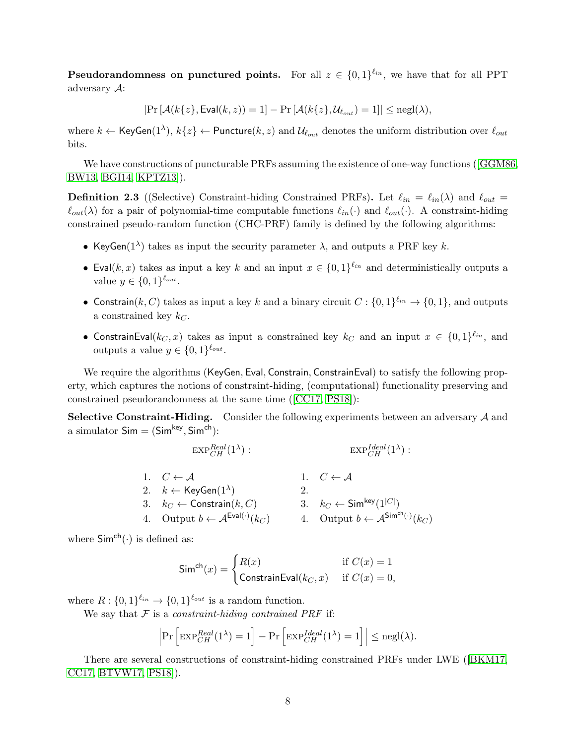**Pseudorandomness on punctured points.** For all $z \in \{0,1\}^{\ell_{in}}$, we have that for all PPT adversary $\mathcal{A}$:

$$|\Pr[\mathcal{A}(k\{z\}, \mathsf{Eval}(k,z)) = 1] - \Pr[\mathcal{A}(k\{z\}, \mathcal{U}_{\ell_{out}}) = 1]| \leq \text{negl}(\lambda),$$

where $k \leftarrow \mathsf{KeyGen}(1^\lambda)$, $k\{z\} \leftarrow \mathsf{Puncture}(k,z)$ and $\mathcal{U}_{\ell_{out}}$ denotes the uniform distribution over $\ell_{out}$ bits.

We have constructions of puncturable PRFs assuming the existence of one-way functions ([GGM86, BW13, BGI14, KPTZ13]).

**Definition 2.3** ((Selective) Constraint-hiding Constrained PRFs)**.** Let $\ell_{in} = \ell_{in}(\lambda)$ and $\ell_{out} = \ell_{out}(\lambda)$ for a pair of polynomial-time computable functions $\ell_{in}(\cdot)$ and $\ell_{out}(\cdot)$. A constraint-hiding constrained pseudo-random function (CHC-PRF) family is defined by the following algorithms:

- $\mathsf{KeyGen}(1^\lambda)$ takes as input the security parameter $\lambda$, and outputs a PRF key $k$.
- $\mathsf{Eval}(k, x)$ takes as input a key $k$ and an input $x \in \{0,1\}^{\ell_{in}}$ and deterministically outputs a value $y \in \{0,1\}^{\ell_{out}}$.
- $\mathsf{Constrain}(k, C)$ takes as input a key $k$ and a binary circuit $C : \{0,1\}^{\ell_{in}} \to \{0,1\}$, and outputs a constrained key $k_C$.
- $\mathsf{ConstrainEval}(k_C, x)$ takes as input a constrained key $k_C$ and an input $x \in \{0,1\}^{\ell_{in}}$, and outputs a value $y \in \{0,1\}^{\ell_{out}}$.

We require the algorithms ($\mathsf{KeyGen}, \mathsf{Eval}, \mathsf{Constrain}, \mathsf{ConstrainEval}$) to satisfy the following property, which captures the notions of constraint-hiding, (computational) functionality preserving and constrained pseudorandomness at the same time ([CC17, PS18]):

**Selective Constraint-Hiding.** Consider the following experiments between an adversary $\mathcal{A}$ and a simulator $\mathsf{Sim} = (\mathsf{Sim}^{\mathsf{key}}, \mathsf{Sim}^{\mathsf{ch}})$:

| $\text{EXP}^{Real}_{CH}(1^\lambda)$ : | $\text{EXP}^{Ideal}_{CH}(1^\lambda)$ : |
|---|---|
| 1. $C \leftarrow \mathcal{A}$ | 1. $C \leftarrow \mathcal{A}$ |
| 2. $k \leftarrow \mathsf{KeyGen}(1^\lambda)$ | 2. |
| 3. $k_C \leftarrow \mathsf{Constrain}(k, C)$ | 3. $k_C \leftarrow \mathsf{Sim}^{\mathsf{key}}(1^{\lvert C \rvert})$ |
| 4. Output $b \leftarrow \mathcal{A}^{\mathsf{Eval}(\cdot)}(k_C)$ | 4. Output $b \leftarrow \mathcal{A}^{\mathsf{Sim}^{\mathsf{ch}}(\cdot)}(k_C)$ |

where $\mathsf{Sim}^{\mathsf{ch}}(\cdot)$ is defined as:

$$\mathsf{Sim}^{\mathsf{ch}}(x) = \begin{cases} R(x) & \text{if } C(x) = 1 \\ \mathsf{ConstrainEval}(k_C, x) & \text{if } C(x) = 0, \end{cases}$$

where $R : \{0,1\}^{\ell_{in}} \to \{0,1\}^{\ell_{out}}$ is a random function.

We say that $\mathcal{F}$ is a *constraint-hiding contrained PRF* if:

$$\left| \Pr\left[\text{EXP}^{Real}_{CH}(1^\lambda) = 1\right] - \Pr\left[\text{EXP}^{Ideal}_{CH}(1^\lambda) = 1\right] \right| \leq \text{negl}(\lambda).$$

There are several constructions of constraint-hiding constrained PRFs under LWE ([BKM17, CC17, BTVW17, PS18]).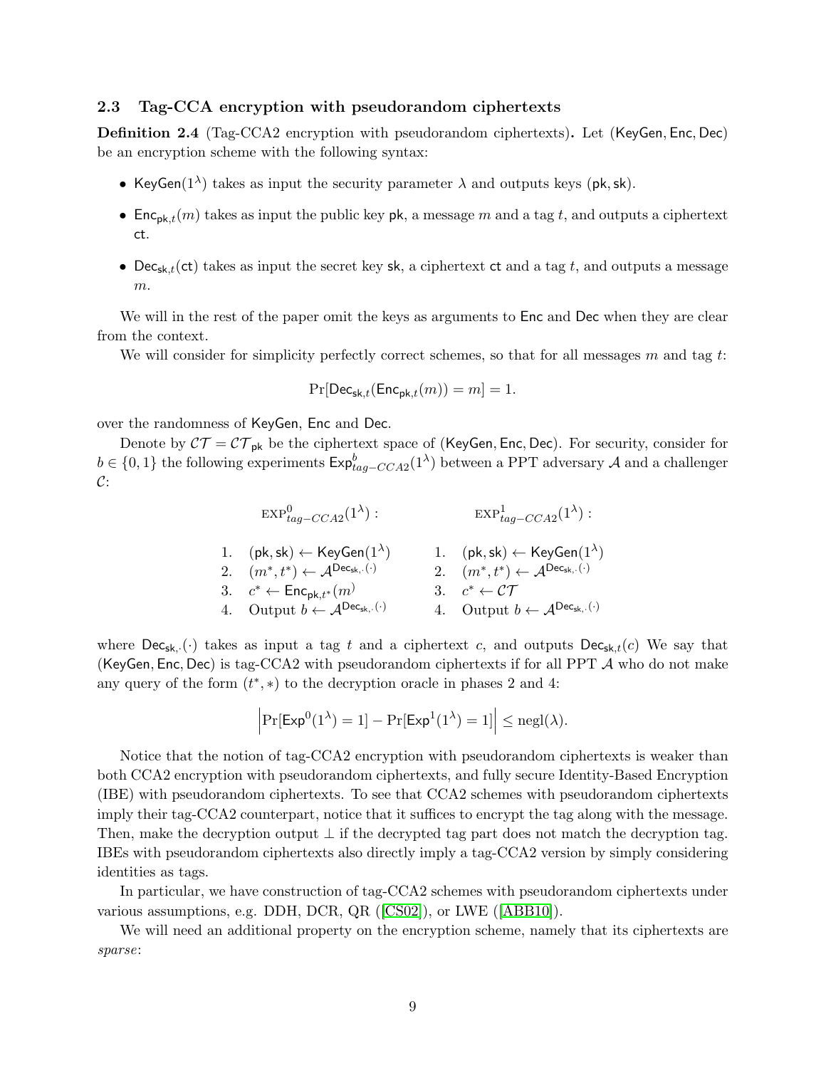### 2.3 Tag-CCA encryption with pseudorandom ciphertexts

**Definition 2.4** (Tag-CCA2 encryption with pseudorandom ciphertexts)**.** Let $(\mathsf{KeyGen}, \mathsf{Enc}, \mathsf{Dec})$ be an encryption scheme with the following syntax:

- $\mathsf{KeyGen}(1^\lambda)$ takes as input the security parameter $\lambda$ and outputs keys $(\mathsf{pk}, \mathsf{sk})$.
- $\mathsf{Enc}_{\mathsf{pk},t}(m)$ takes as input the public key $\mathsf{pk}$, a message $m$ and a tag $t$, and outputs a ciphertext $\mathsf{ct}$.
- $\mathsf{Dec}_{\mathsf{sk},t}(\mathsf{ct})$ takes as input the secret key $\mathsf{sk}$, a ciphertext $\mathsf{ct}$ and a tag $t$, and outputs a message $m$.

We will in the rest of the paper omit the keys as arguments to $\mathsf{Enc}$ and $\mathsf{Dec}$ when they are clear from the context.

We will consider for simplicity perfectly correct schemes, so that for all messages $m$ and tag $t$:

$$\Pr[\mathsf{Dec}_{\mathsf{sk},t}(\mathsf{Enc}_{\mathsf{pk},t}(m)) = m] = 1.$$

over the randomness of $\mathsf{KeyGen}$, $\mathsf{Enc}$ and $\mathsf{Dec}$.

Denote by $\mathcal{CT} = \mathcal{CT}_{\mathsf{pk}}$ be the ciphertext space of $(\mathsf{KeyGen}, \mathsf{Enc}, \mathsf{Dec})$. For security, consider for $b \in \{0,1\}$ the following experiments $\mathsf{Exp}^b_{tag-CCA2}(1^\lambda)$ between a PPT adversary $\mathcal{A}$ and a challenger $\mathcal{C}$:

| $\text{EXP}^0_{tag-CCA2}(1^\lambda)$ : | $\text{EXP}^1_{tag-CCA2}(1^\lambda)$ : |
|---|---|
| 1. $(\mathsf{pk}, \mathsf{sk}) \leftarrow \mathsf{KeyGen}(1^\lambda)$ | 1. $(\mathsf{pk}, \mathsf{sk}) \leftarrow \mathsf{KeyGen}(1^\lambda)$ |
| 2. $(m^*, t^*) \leftarrow \mathcal{A}^{\mathsf{Dec}_{\mathsf{sk},\cdot}(\cdot)}$ | 2. $(m^*, t^*) \leftarrow \mathcal{A}^{\mathsf{Dec}_{\mathsf{sk},\cdot}(\cdot)}$ |
| 3. $c^* \leftarrow \mathsf{Enc}_{\mathsf{pk},t^*}(m)$ | 3. $c^* \leftarrow \mathcal{CT}$ |
| 4. Output $b \leftarrow \mathcal{A}^{\mathsf{Dec}_{\mathsf{sk},\cdot}(\cdot)}$ | 4. Output $b \leftarrow \mathcal{A}^{\mathsf{Dec}_{\mathsf{sk},\cdot}(\cdot)}$ |

where $\mathsf{Dec}_{\mathsf{sk},\cdot}(\cdot)$ takes as input a tag $t$ and a ciphertext $c$, and outputs $\mathsf{Dec}_{\mathsf{sk},t}(c)$ We say that $(\mathsf{KeyGen}, \mathsf{Enc}, \mathsf{Dec})$ is tag-CCA2 with pseudorandom ciphertexts if for all PPT $\mathcal{A}$ who do not make any query of the form $(t^*, *)$ to the decryption oracle in phases 2 and 4:

$$\left|\Pr[\mathsf{Exp}^0(1^\lambda) = 1] - \Pr[\mathsf{Exp}^1(1^\lambda) = 1]\right| \leq \text{negl}(\lambda).$$

Notice that the notion of tag-CCA2 encryption with pseudorandom ciphertexts is weaker than both CCA2 encryption with pseudorandom ciphertexts, and fully secure Identity-Based Encryption (IBE) with pseudorandom ciphertexts. To see that CCA2 schemes with pseudorandom ciphertexts imply their tag-CCA2 counterpart, notice that it suffices to encrypt the tag along with the message. Then, make the decryption output $\perp$ if the decrypted tag part does not match the decryption tag. IBEs with pseudorandom ciphertexts also directly imply a tag-CCA2 version by simply considering identities as tags.

In particular, we have construction of tag-CCA2 schemes with pseudorandom ciphertexts under various assumptions, e.g. DDH, DCR, QR ([CS02]), or LWE ([ABB10]).

We will need an additional property on the encryption scheme, namely that its ciphertexts are *sparse*: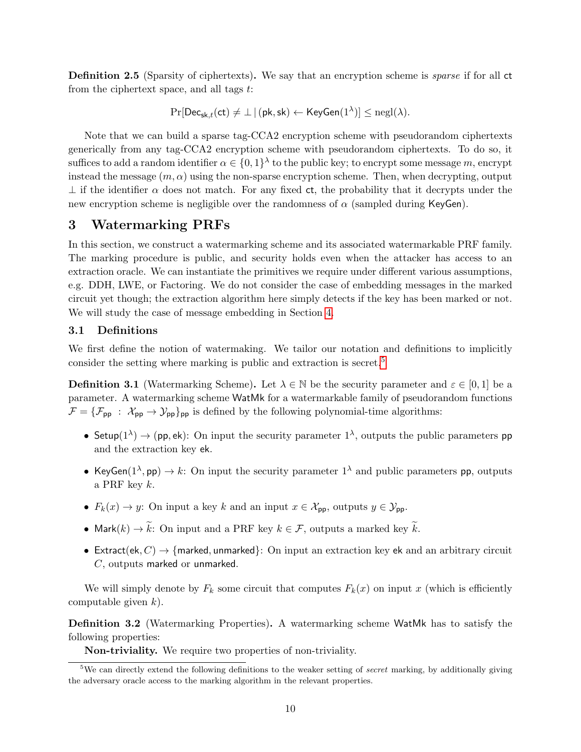**Definition 2.5** (Sparsity of ciphertexts)**.** We say that an encryption scheme is *sparse* if for all $\mathsf{ct}$ from the ciphertext space, and all tags $t$:

$$\Pr[\mathsf{Dec}_{\mathsf{sk},t}(\mathsf{ct}) \neq \bot \mid (\mathsf{pk}, \mathsf{sk}) \leftarrow \mathsf{KeyGen}(1^\lambda)] \leq \mathrm{negl}(\lambda).$$

Note that we can build a sparse tag-CCA2 encryption scheme with pseudorandom ciphertexts generically from any tag-CCA2 encryption scheme with pseudorandom ciphertexts. To do so, it suffices to add a random identifier $\alpha \in \{0,1\}^\lambda$ to the public key; to encrypt some message $m$, encrypt instead the message $(m, \alpha)$ using the non-sparse encryption scheme. Then, when decrypting, output $\bot$ if the identifier $\alpha$ does not match. For any fixed $\mathsf{ct}$, the probability that it decrypts under the new encryption scheme is negligible over the randomness of $\alpha$ (sampled during $\mathsf{KeyGen}$).

# 3 Watermarking PRFs

In this section, we construct a watermarking scheme and its associated watermarkable PRF family. The marking procedure is public, and security holds even when the attacker has access to an extraction oracle. We can instantiate the primitives we require under different various assumptions, e.g. DDH, LWE, or Factoring. We do not consider the case of embedding messages in the marked circuit yet though; the extraction algorithm here simply detects if the key has been marked or not. We will study the case of message embedding in Section 4.

## 3.1 Definitions

We first define the notion of watermaking. We tailor our notation and definitions to implicitly consider the setting where marking is public and extraction is secret.[5]

**Definition 3.1** (Watermarking Scheme)**.** Let $\lambda \in \mathbb{N}$ be the security parameter and $\varepsilon \in [0,1]$ be a parameter. A watermarking scheme $\mathsf{WatMk}$ for a watermarkable family of pseudorandom functions $\mathcal{F} = \{\mathcal{F}_{\mathsf{pp}} : \mathcal{X}_{\mathsf{pp}} \rightarrow \mathcal{Y}_{\mathsf{pp}}\}_{\mathsf{pp}}$ is defined by the following polynomial-time algorithms:

- $\mathsf{Setup}(1^\lambda) \rightarrow (\mathsf{pp}, \mathsf{ek})$: On input the security parameter $1^\lambda$, outputs the public parameters $\mathsf{pp}$ and the extraction key $\mathsf{ek}$.
- $\mathsf{KeyGen}(1^\lambda, \mathsf{pp}) \rightarrow k$: On input the security parameter $1^\lambda$ and public parameters $\mathsf{pp}$, outputs a PRF key $k$.
- $F_k(x) \rightarrow y$: On input a key $k$ and an input $x \in \mathcal{X}_{\mathsf{pp}}$, outputs $y \in \mathcal{Y}_{\mathsf{pp}}$.
- $\mathsf{Mark}(k) \rightarrow \widetilde{k}$: On input and a PRF key $k \in \mathcal{F}$, outputs a marked key $\widetilde{k}$.
- $\mathsf{Extract}(\mathsf{ek}, C) \rightarrow \{\mathsf{marked}, \mathsf{unmarked}\}$: On input an extraction key $\mathsf{ek}$ and an arbitrary circuit $C$, outputs $\mathsf{marked}$ or $\mathsf{unmarked}$.

We will simply denote by $F_k$ some circuit that computes $F_k(x)$ on input $x$ (which is efficiently computable given $k$).

**Definition 3.2** (Watermarking Properties)**.** A watermarking scheme $\mathsf{WatMk}$ has to satisfy the following properties:

**Non-triviality.** We require two properties of non-triviality.

[5] We can directly extend the following definitions to the weaker setting of *secret* marking, by additionally giving the adversary oracle access to the marking algorithm in the relevant properties.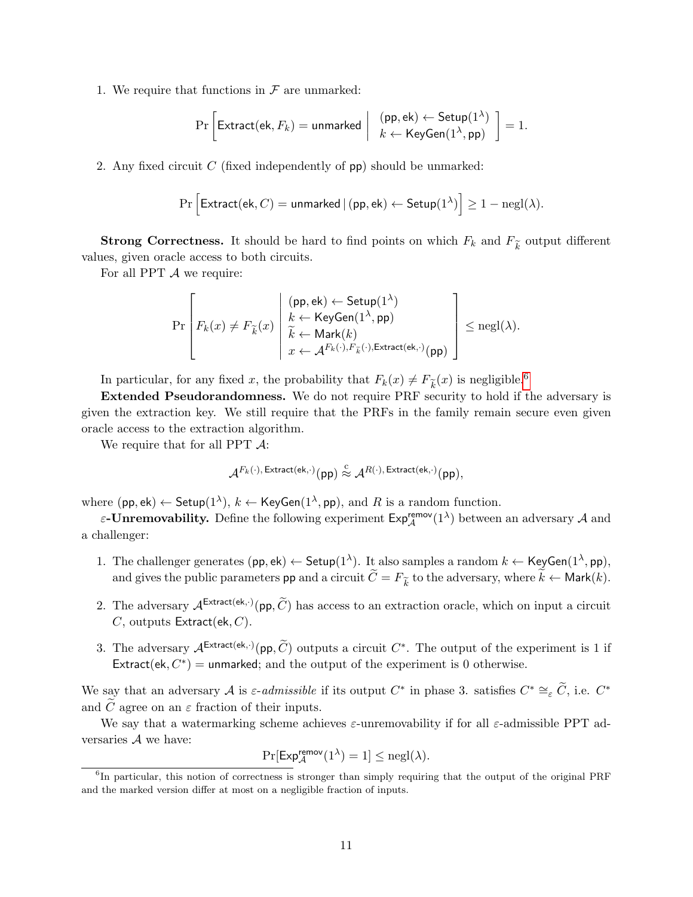1. We require that functions in $\mathcal{F}$ are unmarked:

$$\Pr\left[\mathsf{Extract}(\mathsf{ek}, F_k) = \mathsf{unmarked} \;\middle|\; \begin{array}{l} (\mathsf{pp}, \mathsf{ek}) \leftarrow \mathsf{Setup}(1^\lambda) \\ k \leftarrow \mathsf{KeyGen}(1^\lambda, \mathsf{pp}) \end{array}\right] = 1.$$

2. Any fixed circuit $C$ (fixed independently of $\mathsf{pp}$) should be unmarked:

$$\Pr\left[\mathsf{Extract}(\mathsf{ek}, C) = \mathsf{unmarked} \,|\, (\mathsf{pp}, \mathsf{ek}) \leftarrow \mathsf{Setup}(1^\lambda)\right] \geq 1 - \mathrm{negl}(\lambda).$$

**Strong Correctness.** It should be hard to find points on which $F_k$ and $F_{\widetilde{k}}$ output different values, given oracle access to both circuits.

For all PPT $\mathcal{A}$ we require:

$$\Pr\left[F_k(x) \neq F_{\widetilde{k}}(x) \;\middle|\; \begin{array}{l} (\mathsf{pp}, \mathsf{ek}) \leftarrow \mathsf{Setup}(1^\lambda) \\ k \leftarrow \mathsf{KeyGen}(1^\lambda, \mathsf{pp}) \\ \widetilde{k} \leftarrow \mathsf{Mark}(k) \\ x \leftarrow \mathcal{A}^{F_k(\cdot), F_{\widetilde{k}}(\cdot), \mathsf{Extract}(\mathsf{ek}, \cdot)}(\mathsf{pp}) \end{array}\right] \leq \mathrm{negl}(\lambda).$$

In particular, for any fixed $x$, the probability that $F_k(x) \neq F_{\widetilde{k}}(x)$ is negligible.[6]

**Extended Pseudorandomness.** We do not require PRF security to hold if the adversary is given the extraction key. We still require that the PRFs in the family remain secure even given oracle access to the extraction algorithm.

We require that for all PPT $\mathcal{A}$:

$$\mathcal{A}^{F_k(\cdot),\, \mathsf{Extract}(\mathsf{ek}, \cdot)}(\mathsf{pp}) \overset{c}{\approx} \mathcal{A}^{R(\cdot),\, \mathsf{Extract}(\mathsf{ek}, \cdot)}(\mathsf{pp}),$$

where $(\mathsf{pp}, \mathsf{ek}) \leftarrow \mathsf{Setup}(1^\lambda)$, $k \leftarrow \mathsf{KeyGen}(1^\lambda, \mathsf{pp})$, and $R$ is a random function.

**$\varepsilon$-Unremovability.** Define the following experiment $\mathsf{Exp}^{\mathsf{remov}}_{\mathcal{A}}(1^\lambda)$ between an adversary $\mathcal{A}$ and a challenger:

1. The challenger generates $(\mathsf{pp}, \mathsf{ek}) \leftarrow \mathsf{Setup}(1^\lambda)$. It also samples a random $k \leftarrow \mathsf{KeyGen}(1^\lambda, \mathsf{pp})$, and gives the public parameters $\mathsf{pp}$ and a circuit $\widetilde{C} = F_{\widetilde{k}}$ to the adversary, where $\widetilde{k} \leftarrow \mathsf{Mark}(k)$.
2. The adversary $\mathcal{A}^{\mathsf{Extract}(\mathsf{ek}, \cdot)}(\mathsf{pp}, \widetilde{C})$ has access to an extraction oracle, which on input a circuit $C$, outputs $\mathsf{Extract}(\mathsf{ek}, C)$.
3. The adversary $\mathcal{A}^{\mathsf{Extract}(\mathsf{ek}, \cdot)}(\mathsf{pp}, \widetilde{C})$ outputs a circuit $C^*$. The output of the experiment is 1 if $\mathsf{Extract}(\mathsf{ek}, C^*) = \mathsf{unmarked}$; and the output of the experiment is 0 otherwise.

We say that an adversary $\mathcal{A}$ is *$\varepsilon$-admissible* if its output $C^*$ in phase 3. satisfies $C^* \cong_\varepsilon \widetilde{C}$, i.e. $C^*$ and $\widetilde{C}$ agree on an $\varepsilon$ fraction of their inputs.

We say that a watermarking scheme achieves $\varepsilon$-unremovability if for all $\varepsilon$-admissible PPT adversaries $\mathcal{A}$ we have:

$$\Pr[\mathsf{Exp}^{\mathsf{remov}}_{\mathcal{A}}(1^\lambda) = 1] \leq \mathrm{negl}(\lambda).$$

[6] In particular, this notion of correctness is stronger than simply requiring that the output of the original PRF and the marked version differ at most on a negligible fraction of inputs.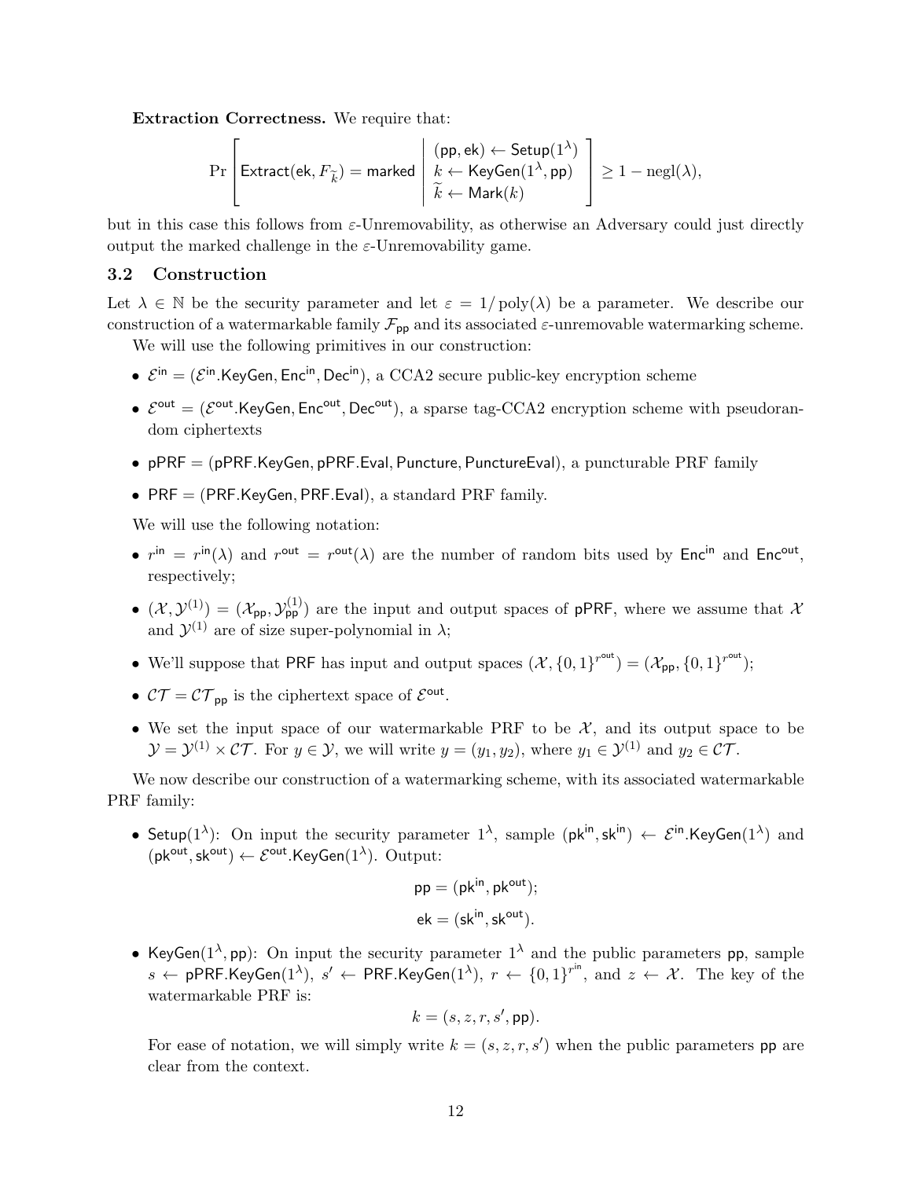**Extraction Correctness.** We require that:

$$\Pr\left[\mathsf{Extract}(\mathsf{ek}, F_{\widetilde{k}}) = \mathsf{marked} \;\middle|\; \begin{array}{l} (\mathsf{pp}, \mathsf{ek}) \leftarrow \mathsf{Setup}(1^\lambda) \\ k \leftarrow \mathsf{KeyGen}(1^\lambda, \mathsf{pp}) \\ \widetilde{k} \leftarrow \mathsf{Mark}(k) \end{array}\right] \geq 1 - \mathrm{negl}(\lambda),$$

but in this case this follows from $\varepsilon$-Unremovability, as otherwise an Adversary could just directly output the marked challenge in the $\varepsilon$-Unremovability game.

### 3.2 Construction

Let $\lambda \in \mathbb{N}$ be the security parameter and let $\varepsilon = 1/\mathrm{poly}(\lambda)$ be a parameter. We describe our construction of a watermarkable family $\mathcal{F}_{\mathsf{pp}}$ and its associated $\varepsilon$-unremovable watermarking scheme.

We will use the following primitives in our construction:

- $\mathcal{E}^{\mathsf{in}} = (\mathcal{E}^{\mathsf{in}}.\mathsf{KeyGen}, \mathsf{Enc}^{\mathsf{in}}, \mathsf{Dec}^{\mathsf{in}})$, a CCA2 secure public-key encryption scheme
- $\mathcal{E}^{\mathsf{out}} = (\mathcal{E}^{\mathsf{out}}.\mathsf{KeyGen}, \mathsf{Enc}^{\mathsf{out}}, \mathsf{Dec}^{\mathsf{out}})$, a sparse tag-CCA2 encryption scheme with pseudorandom ciphertexts
- $\mathsf{pPRF} = (\mathsf{pPRF}.\mathsf{KeyGen}, \mathsf{pPRF}.\mathsf{Eval}, \mathsf{Puncture}, \mathsf{PunctureEval})$, a puncturable PRF family
- $\mathsf{PRF} = (\mathsf{PRF}.\mathsf{KeyGen}, \mathsf{PRF}.\mathsf{Eval})$, a standard PRF family.

We will use the following notation:

- $r^{\mathsf{in}} = r^{\mathsf{in}}(\lambda)$ and $r^{\mathsf{out}} = r^{\mathsf{out}}(\lambda)$ are the number of random bits used by $\mathsf{Enc}^{\mathsf{in}}$ and $\mathsf{Enc}^{\mathsf{out}}$, respectively;
- $(\mathcal{X}, \mathcal{Y}^{(1)}) = (\mathcal{X}_{\mathsf{pp}}, \mathcal{Y}^{(1)}_{\mathsf{pp}})$ are the input and output spaces of $\mathsf{pPRF}$, where we assume that $\mathcal{X}$ and $\mathcal{Y}^{(1)}$ are of size super-polynomial in $\lambda$;
- We'll suppose that $\mathsf{PRF}$ has input and output spaces $(\mathcal{X}, \{0,1\}^{r^{\mathsf{out}}}) = (\mathcal{X}_{\mathsf{pp}}, \{0,1\}^{r^{\mathsf{out}}})$;
- $\mathcal{CT} = \mathcal{CT}_{\mathsf{pp}}$ is the ciphertext space of $\mathcal{E}^{\mathsf{out}}$.
- We set the input space of our watermarkable PRF to be $\mathcal{X}$, and its output space to be $\mathcal{Y} = \mathcal{Y}^{(1)} \times \mathcal{CT}$. For $y \in \mathcal{Y}$, we will write $y = (y_1, y_2)$, where $y_1 \in \mathcal{Y}^{(1)}$ and $y_2 \in \mathcal{CT}$.

We now describe our construction of a watermarking scheme, with its associated watermarkable PRF family:

- $\mathsf{Setup}(1^\lambda)$: On input the security parameter $1^\lambda$, sample $(\mathsf{pk}^{\mathsf{in}}, \mathsf{sk}^{\mathsf{in}}) \leftarrow \mathcal{E}^{\mathsf{in}}.\mathsf{KeyGen}(1^\lambda)$ and $(\mathsf{pk}^{\mathsf{out}}, \mathsf{sk}^{\mathsf{out}}) \leftarrow \mathcal{E}^{\mathsf{out}}.\mathsf{KeyGen}(1^\lambda)$. Output:

$$\mathsf{pp} = (\mathsf{pk}^{\mathsf{in}}, \mathsf{pk}^{\mathsf{out}});$$
$$\mathsf{ek} = (\mathsf{sk}^{\mathsf{in}}, \mathsf{sk}^{\mathsf{out}}).$$

- $\mathsf{KeyGen}(1^\lambda, \mathsf{pp})$: On input the security parameter $1^\lambda$ and the public parameters $\mathsf{pp}$, sample $s \leftarrow \mathsf{pPRF}.\mathsf{KeyGen}(1^\lambda)$, $s' \leftarrow \mathsf{PRF}.\mathsf{KeyGen}(1^\lambda)$, $r \leftarrow \{0,1\}^{r^{\mathsf{in}}}$, and $z \leftarrow \mathcal{X}$. The key of the watermarkable PRF is:

$$k = (s, z, r, s', \mathsf{pp}).$$

For ease of notation, we will simply write $k = (s, z, r, s')$ when the public parameters $\mathsf{pp}$ are clear from the context.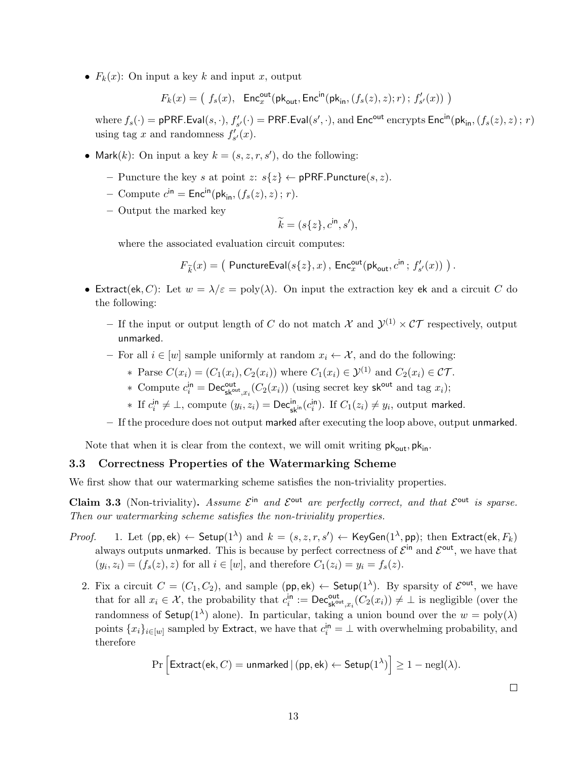- $F_k(x)$: On input a key $k$ and input $x$, output

$$F_k(x) = \big(\ f_s(x),\ \ \mathsf{Enc}^{\mathsf{out}}_x(\mathsf{pk}_{\mathsf{out}}, \mathsf{Enc}^{\mathsf{in}}(\mathsf{pk}_{\mathsf{in}}, (f_s(z), z); r)\,;\, f'_{s'}(x))\ \big)$$

where $f_s(\cdot) = \mathsf{pPRF.Eval}(s, \cdot)$, $f'_{s'}(\cdot) = \mathsf{PRF.Eval}(s', \cdot)$, and $\mathsf{Enc}^{\mathsf{out}}$ encrypts $\mathsf{Enc}^{\mathsf{in}}(\mathsf{pk}_{\mathsf{in}}, (f_s(z), z)\,;\, r)$ using tag $x$ and randomness $f'_{s'}(x)$.

- $\mathsf{Mark}(k)$: On input a key $k = (s, z, r, s')$, do the following:
  - Puncture the key $s$ at point $z$: $s\{z\} \leftarrow \mathsf{pPRF.Puncture}(s, z)$.
  - Compute $c^{\mathsf{in}} = \mathsf{Enc}^{\mathsf{in}}(\mathsf{pk}_{\mathsf{in}}, (f_s(z), z)\,;\, r)$.
  - Output the marked key

  $$\widetilde{k} = (s\{z\}, c^{\mathsf{in}}, s'),$$

  where the associated evaluation circuit computes:

  $$F_{\widetilde{k}}(x) = \big(\ \mathsf{PunctureEval}(s\{z\}, x)\,,\ \mathsf{Enc}^{\mathsf{out}}_x(\mathsf{pk}_{\mathsf{out}}, c^{\mathsf{in}}\,;\, f'_{s'}(x))\ \big)\,.$$

- $\mathsf{Extract}(\mathsf{ek}, C)$: Let $w = \lambda/\varepsilon = \mathrm{poly}(\lambda)$. On input the extraction key $\mathsf{ek}$ and a circuit $C$ do the following:
  - If the input or output length of $C$ do not match $\mathcal{X}$ and $\mathcal{Y}^{(1)} \times \mathcal{CT}$ respectively, output $\mathsf{unmarked}$.
  - For all $i \in [w]$ sample uniformly at random $x_i \leftarrow \mathcal{X}$, and do the following:
    - Parse $C(x_i) = (C_1(x_i), C_2(x_i))$ where $C_1(x_i) \in \mathcal{Y}^{(1)}$ and $C_2(x_i) \in \mathcal{CT}$.
    - Compute $c_i^{\mathsf{in}} = \mathsf{Dec}^{\mathsf{out}}_{\mathsf{sk}^{\mathsf{out}}, x_i}(C_2(x_i))$ (using secret key $\mathsf{sk}^{\mathsf{out}}$ and tag $x_i$);
    - If $c_i^{\mathsf{in}} \neq \bot$, compute $(y_i, z_i) = \mathsf{Dec}^{\mathsf{in}}_{\mathsf{sk}^{\mathsf{in}}}(c_i^{\mathsf{in}})$. If $C_1(z_i) \neq y_i$, output $\mathsf{marked}$.
  - If the procedure does not output $\mathsf{marked}$ after executing the loop above, output $\mathsf{unmarked}$.

Note that when it is clear from the context, we will omit writing $\mathsf{pk}_{\mathsf{out}}, \mathsf{pk}_{\mathsf{in}}$.

### 3.3 Correctness Properties of the Watermarking Scheme

We first show that our watermarking scheme satisfies the non-triviality properties.

**Claim 3.3** (Non-triviality)**.** *Assume $\mathcal{E}^{\mathsf{in}}$ and $\mathcal{E}^{\mathsf{out}}$ are perfectly correct, and that $\mathcal{E}^{\mathsf{out}}$ is sparse. Then our watermarking scheme satisfies the non-triviality properties.*

*Proof.*

1. Let $(\mathsf{pp}, \mathsf{ek}) \leftarrow \mathsf{Setup}(1^\lambda)$ and $k = (s, z, r, s') \leftarrow \mathsf{KeyGen}(1^\lambda, \mathsf{pp})$; then $\mathsf{Extract}(\mathsf{ek}, F_k)$ always outputs $\mathsf{unmarked}$. This is because by perfect correctness of $\mathcal{E}^{\mathsf{in}}$ and $\mathcal{E}^{\mathsf{out}}$, we have that $(y_i, z_i) = (f_s(z), z)$ for all $i \in [w]$, and therefore $C_1(z_i) = y_i = f_s(z)$.

2. Fix a circuit $C = (C_1, C_2)$, and sample $(\mathsf{pp}, \mathsf{ek}) \leftarrow \mathsf{Setup}(1^\lambda)$. By sparsity of $\mathcal{E}^{\mathsf{out}}$, we have that for all $x_i \in \mathcal{X}$, the probability that $c_i^{\mathsf{in}} := \mathsf{Dec}^{\mathsf{out}}_{\mathsf{sk}^{\mathsf{out}}, x_i}(C_2(x_i)) \neq \bot$ is negligible (over the randomness of $\mathsf{Setup}(1^\lambda)$ alone). In particular, taking a union bound over the $w = \mathrm{poly}(\lambda)$ points $\{x_i\}_{i \in [w]}$ sampled by $\mathsf{Extract}$, we have that $c_i^{\mathsf{in}} = \bot$ with overwhelming probability, and therefore

$$\Pr\Big[\mathsf{Extract}(\mathsf{ek}, C) = \mathsf{unmarked} \,|\, (\mathsf{pp}, \mathsf{ek}) \leftarrow \mathsf{Setup}(1^\lambda)\Big] \geq 1 - \mathrm{negl}(\lambda).$$

$\square$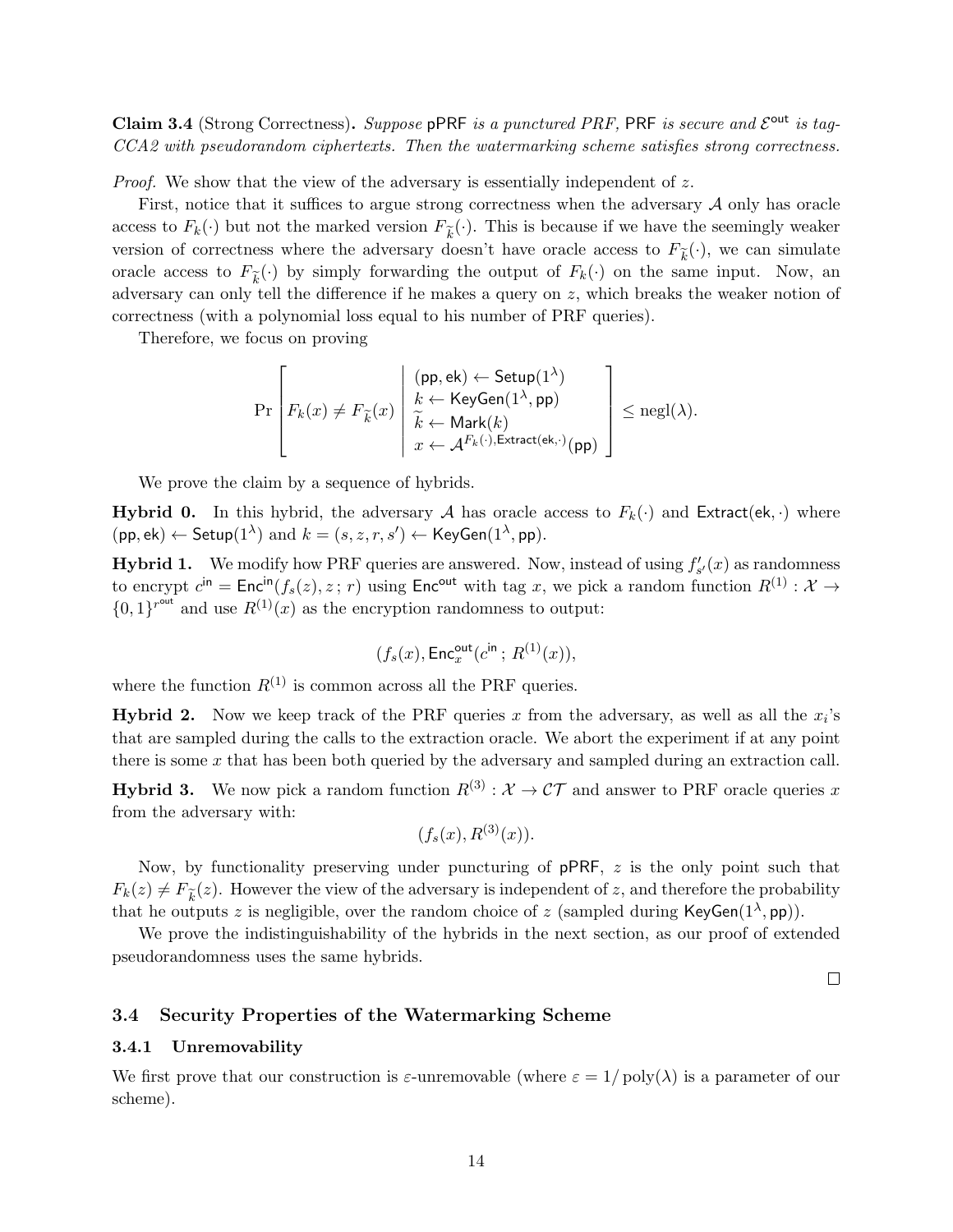**Claim 3.4** (Strong Correctness)**.** *Suppose* pPRF *is a punctured PRF,* PRF *is secure and* $\mathcal{E}^{\mathsf{out}}$ *is tag-CCA2 with pseudorandom ciphertexts. Then the watermarking scheme satisfies strong correctness.*

*Proof.* We show that the view of the adversary is essentially independent of $z$.

First, notice that it suffices to argue strong correctness when the adversary $\mathcal{A}$ only has oracle access to $F_k(\cdot)$ but not the marked version $F_{\widetilde{k}}(\cdot)$. This is because if we have the seemingly weaker version of correctness where the adversary doesn't have oracle access to $F_{\widetilde{k}}(\cdot)$, we can simulate oracle access to $F_{\widetilde{k}}(\cdot)$ by simply forwarding the output of $F_k(\cdot)$ on the same input. Now, an adversary can only tell the difference if he makes a query on $z$, which breaks the weaker notion of correctness (with a polynomial loss equal to his number of PRF queries).

Therefore, we focus on proving

$$\Pr\left[F_k(x) \neq F_{\widetilde{k}}(x) \;\middle|\; \begin{array}{l} (\mathsf{pp}, \mathsf{ek}) \leftarrow \mathsf{Setup}(1^\lambda) \\ k \leftarrow \mathsf{KeyGen}(1^\lambda, \mathsf{pp}) \\ \widetilde{k} \leftarrow \mathsf{Mark}(k) \\ x \leftarrow \mathcal{A}^{F_k(\cdot), \mathsf{Extract}(\mathsf{ek}, \cdot)}(\mathsf{pp}) \end{array}\right] \leq \operatorname{negl}(\lambda).$$

We prove the claim by a sequence of hybrids.

**Hybrid 0.** In this hybrid, the adversary $\mathcal{A}$ has oracle access to $F_k(\cdot)$ and $\mathsf{Extract}(\mathsf{ek}, \cdot)$ where $(\mathsf{pp}, \mathsf{ek}) \leftarrow \mathsf{Setup}(1^\lambda)$ and $k = (s, z, r, s') \leftarrow \mathsf{KeyGen}(1^\lambda, \mathsf{pp})$.

**Hybrid 1.** We modify how PRF queries are answered. Now, instead of using $f'_{s'}(x)$ as randomness to encrypt $c^{\mathsf{in}} = \mathsf{Enc}^{\mathsf{in}}(f_s(z), z\,;\, r)$ using $\mathsf{Enc}^{\mathsf{out}}$ with tag $x$, we pick a random function $R^{(1)} : \mathcal{X} \to \{0,1\}^{r^{\mathsf{out}}}$ and use $R^{(1)}(x)$ as the encryption randomness to output:

$$(f_s(x), \mathsf{Enc}^{\mathsf{out}}_x(c^{\mathsf{in}}\,;\, R^{(1)}(x)),$$

where the function $R^{(1)}$ is common across all the PRF queries.

**Hybrid 2.** Now we keep track of the PRF queries $x$ from the adversary, as well as all the $x_i$'s that are sampled during the calls to the extraction oracle. We abort the experiment if at any point there is some $x$ that has been both queried by the adversary and sampled during an extraction call.

**Hybrid 3.** We now pick a random function $R^{(3)} : \mathcal{X} \to \mathcal{CT}$ and answer to PRF oracle queries $x$ from the adversary with:

$$(f_s(x), R^{(3)}(x)).$$

Now, by functionality preserving under puncturing of pPRF, $z$ is the only point such that $F_k(z) \neq F_{\widetilde{k}}(z)$. However the view of the adversary is independent of $z$, and therefore the probability that he outputs $z$ is negligible, over the random choice of $z$ (sampled during $\mathsf{KeyGen}(1^\lambda, \mathsf{pp})$).

We prove the indistinguishability of the hybrids in the next section, as our proof of extended pseudorandomness uses the same hybrids.

∎

### 3.4 Security Properties of the Watermarking Scheme

#### 3.4.1 Unremovability

We first prove that our construction is $\varepsilon$-unremovable (where $\varepsilon = 1/\operatorname{poly}(\lambda)$ is a parameter of our scheme).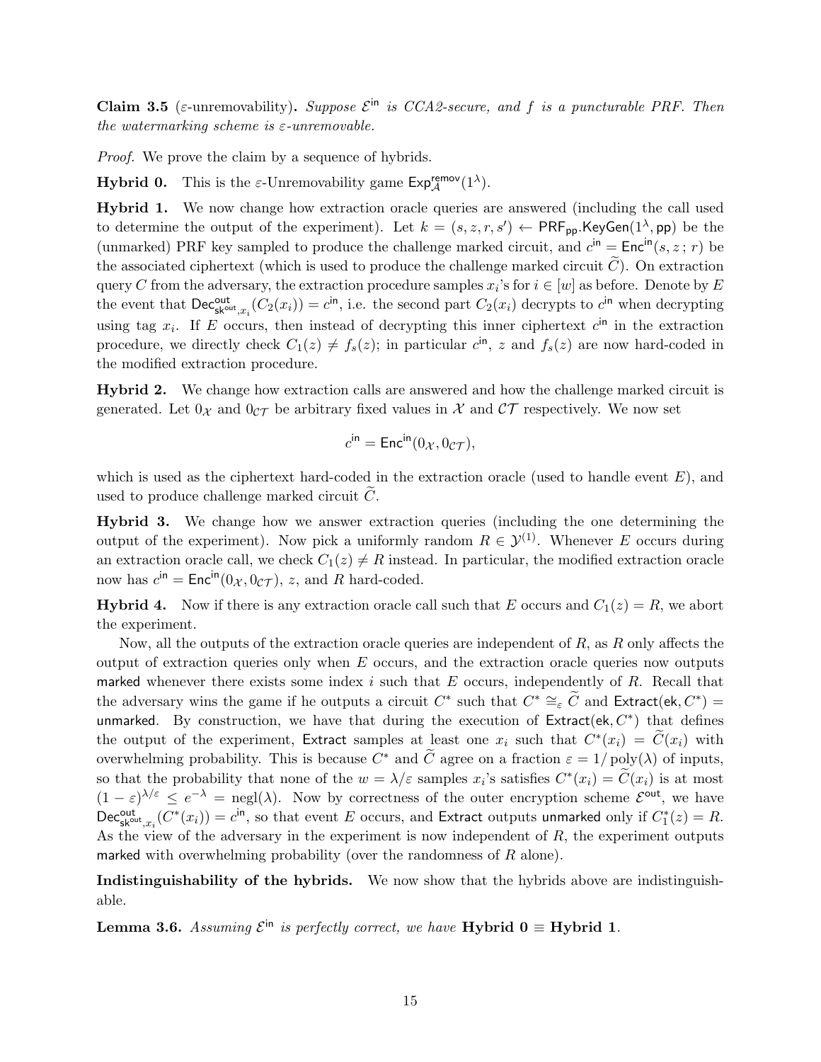**Claim 3.5** ($\varepsilon$-unremovability)**.** *Suppose $\mathcal{E}^{\mathsf{in}}$ is CCA2-secure, and $f$ is a puncturable PRF. Then the watermarking scheme is $\varepsilon$-unremovable.*

*Proof.* We prove the claim by a sequence of hybrids.

**Hybrid 0.** This is the $\varepsilon$-Unremovability game $\mathsf{Exp}^{\mathsf{remov}}_{\mathcal{A}}(1^\lambda)$.

**Hybrid 1.** We now change how extraction oracle queries are answered (including the call used to determine the output of the experiment). Let $k = (s, z, r, s') \leftarrow \mathsf{PRF}_{\mathsf{pp}}.\mathsf{KeyGen}(1^\lambda, \mathsf{pp})$ be the (unmarked) PRF key sampled to produce the challenge marked circuit, and $c^{\mathsf{in}} = \mathsf{Enc}^{\mathsf{in}}(s, z\,;\, r)$ be the associated ciphertext (which is used to produce the challenge marked circuit $\widetilde{C}$). On extraction query $C$ from the adversary, the extraction procedure samples $x_i$'s for $i \in [w]$ as before. Denote by $E$ the event that $\mathsf{Dec}^{\mathsf{out}}_{\mathsf{sk}^{\mathsf{out}}, x_i}(C_2(x_i)) = c^{\mathsf{in}}$, i.e. the second part $C_2(x_i)$ decrypts to $c^{\mathsf{in}}$ when decrypting using tag $x_i$. If $E$ occurs, then instead of decrypting this inner ciphertext $c^{\mathsf{in}}$ in the extraction procedure, we directly check $C_1(z) \neq f_s(z)$; in particular $c^{\mathsf{in}}$, $z$ and $f_s(z)$ are now hard-coded in the modified extraction procedure.

**Hybrid 2.** We change how extraction calls are answered and how the challenge marked circuit is generated. Let $0_{\mathcal{X}}$ and $0_{\mathcal{CT}}$ be arbitrary fixed values in $\mathcal{X}$ and $\mathcal{CT}$ respectively. We now set

$$c^{\mathsf{in}} = \mathsf{Enc}^{\mathsf{in}}(0_{\mathcal{X}}, 0_{\mathcal{CT}}),$$

which is used as the ciphertext hard-coded in the extraction oracle (used to handle event $E$), and used to produce challenge marked circuit $\widetilde{C}$.

**Hybrid 3.** We change how we answer extraction queries (including the one determining the output of the experiment). Now pick a uniformly random $R \in \mathcal{Y}^{(1)}$. Whenever $E$ occurs during an extraction oracle call, we check $C_1(z) \neq R$ instead. In particular, the modified extraction oracle now has $c^{\mathsf{in}} = \mathsf{Enc}^{\mathsf{in}}(0_{\mathcal{X}}, 0_{\mathcal{CT}})$, $z$, and $R$ hard-coded.

**Hybrid 4.** Now if there is any extraction oracle call such that $E$ occurs and $C_1(z) = R$, we abort the experiment.

Now, all the outputs of the extraction oracle queries are independent of $R$, as $R$ only affects the output of extraction queries only when $E$ occurs, and the extraction oracle queries now outputs marked whenever there exists some index $i$ such that $E$ occurs, independently of $R$. Recall that the adversary wins the game if he outputs a circuit $C^*$ such that $C^* \cong_\varepsilon \widetilde{C}$ and $\mathsf{Extract}(\mathsf{ek}, C^*) =$ unmarked. By construction, we have that during the execution of $\mathsf{Extract}(\mathsf{ek}, C^*)$ that defines the output of the experiment, $\mathsf{Extract}$ samples at least one $x_i$ such that $C^*(x_i) = \widetilde{C}(x_i)$ with overwhelming probability. This is because $C^*$ and $\widetilde{C}$ agree on a fraction $\varepsilon = 1/\mathrm{poly}(\lambda)$ of inputs, so that the probability that none of the $w = \lambda/\varepsilon$ samples $x_i$'s satisfies $C^*(x_i) = \widetilde{C}(x_i)$ is at most $(1-\varepsilon)^{\lambda/\varepsilon} \leq e^{-\lambda} = \mathrm{negl}(\lambda)$. Now by correctness of the outer encryption scheme $\mathcal{E}^{\mathsf{out}}$, we have $\mathsf{Dec}^{\mathsf{out}}_{\mathsf{sk}^{\mathsf{out}}, x_i}(C^*(x_i)) = c^{\mathsf{in}}$, so that event $E$ occurs, and $\mathsf{Extract}$ outputs unmarked only if $C^*_1(z) = R$. As the view of the adversary in the experiment is now independent of $R$, the experiment outputs marked with overwhelming probability (over the randomness of $R$ alone).

**Indistinguishability of the hybrids.** We now show that the hybrids above are indistinguishable.

**Lemma 3.6.** *Assuming $\mathcal{E}^{\mathsf{in}}$ is perfectly correct, we have* **Hybrid 0** $\equiv$ **Hybrid 1**.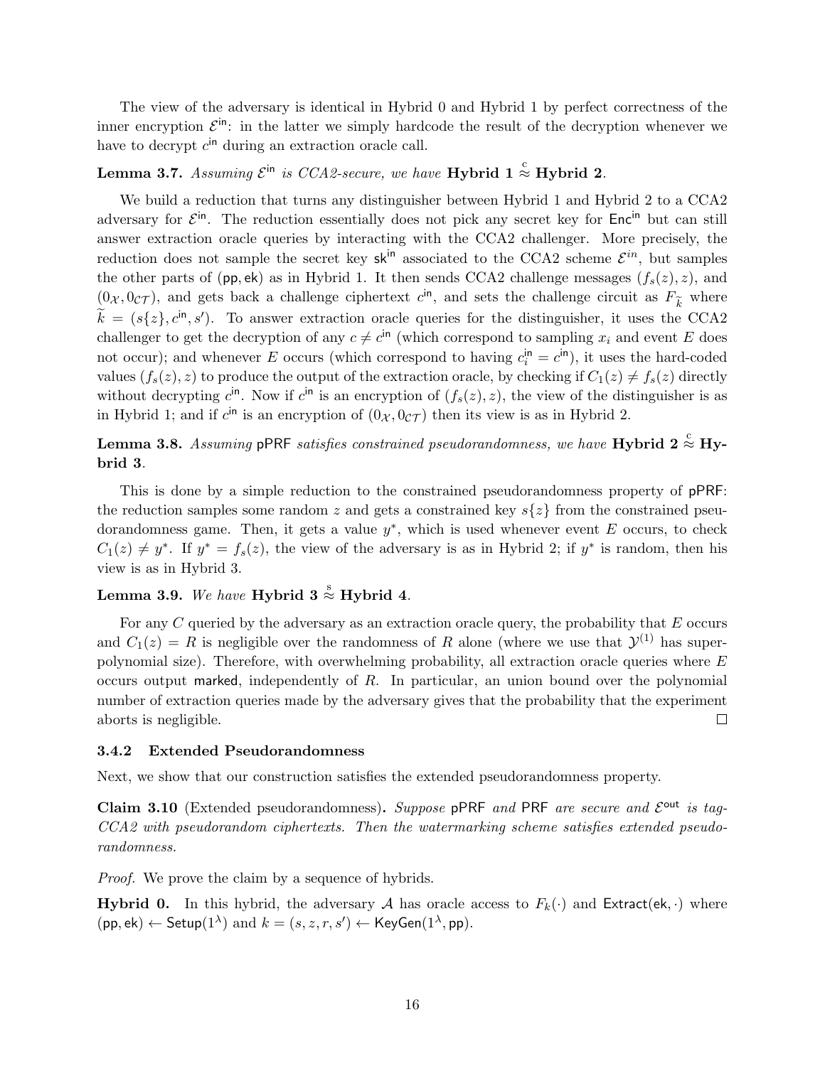The view of the adversary is identical in Hybrid 0 and Hybrid 1 by perfect correctness of the inner encryption $\mathcal{E}^{\mathsf{in}}$: in the latter we simply hardcode the result of the decryption whenever we have to decrypt $c^{\mathsf{in}}$ during an extraction oracle call.

**Lemma 3.7.** *Assuming $\mathcal{E}^{\mathsf{in}}$ is CCA2-secure, we have* **Hybrid 1** $\overset{c}{\approx}$ **Hybrid 2**.

We build a reduction that turns any distinguisher between Hybrid 1 and Hybrid 2 to a CCA2 adversary for $\mathcal{E}^{\mathsf{in}}$. The reduction essentially does not pick any secret key for $\mathsf{Enc}^{\mathsf{in}}$ but can still answer extraction oracle queries by interacting with the CCA2 challenger. More precisely, the reduction does not sample the secret key $\mathsf{sk}^{\mathsf{in}}$ associated to the CCA2 scheme $\mathcal{E}^{in}$, but samples the other parts of $(\mathsf{pp}, \mathsf{ek})$ as in Hybrid 1. It then sends CCA2 challenge messages $(f_s(z), z)$, and $(0_{\mathcal{X}}, 0_{\mathcal{CT}})$, and gets back a challenge ciphertext $c^{\mathsf{in}}$, and sets the challenge circuit as $F_{\widetilde{k}}$ where $\widetilde{k} = (s\{z\}, c^{\mathsf{in}}, s')$. To answer extraction oracle queries for the distinguisher, it uses the CCA2 challenger to get the decryption of any $c \neq c^{\mathsf{in}}$ (which correspond to sampling $x_i$ and event $E$ does not occur); and whenever $E$ occurs (which correspond to having $c_i^{\mathsf{in}} = c^{\mathsf{in}}$), it uses the hard-coded values $(f_s(z), z)$ to produce the output of the extraction oracle, by checking if $C_1(z) \neq f_s(z)$ directly without decrypting $c^{\mathsf{in}}$. Now if $c^{\mathsf{in}}$ is an encryption of $(f_s(z), z)$, the view of the distinguisher is as in Hybrid 1; and if $c^{\mathsf{in}}$ is an encryption of $(0_{\mathcal{X}}, 0_{\mathcal{CT}})$ then its view is as in Hybrid 2.

**Lemma 3.8.** *Assuming* $\mathsf{pPRF}$ *satisfies constrained pseudorandomness, we have* **Hybrid 2** $\overset{c}{\approx}$ **Hybrid 3**.

This is done by a simple reduction to the constrained pseudorandomness property of $\mathsf{pPRF}$: the reduction samples some random $z$ and gets a constrained key $s\{z\}$ from the constrained pseudorandomness game. Then, it gets a value $y^*$, which is used whenever event $E$ occurs, to check $C_1(z) \neq y^*$. If $y^* = f_s(z)$, the view of the adversary is as in Hybrid 2; if $y^*$ is random, then his view is as in Hybrid 3.

**Lemma 3.9.** *We have* **Hybrid 3** $\overset{s}{\approx}$ **Hybrid 4**.

For any $C$ queried by the adversary as an extraction oracle query, the probability that $E$ occurs and $C_1(z) = R$ is negligible over the randomness of $R$ alone (where we use that $\mathcal{Y}^{(1)}$ has superpolynomial size). Therefore, with overwhelming probability, all extraction oracle queries where $E$ occurs output $\mathsf{marked}$, independently of $R$. In particular, an union bound over the polynomial number of extraction queries made by the adversary gives that the probability that the experiment aborts is negligible. □

### 3.4.2 Extended Pseudorandomness

Next, we show that our construction satisfies the extended pseudorandomness property.

**Claim 3.10** (Extended pseudorandomness)**.** *Suppose* $\mathsf{pPRF}$ *and* $\mathsf{PRF}$ *are secure and* $\mathcal{E}^{\mathsf{out}}$ *is tag-CCA2 with pseudorandom ciphertexts. Then the watermarking scheme satisfies extended pseudorandomness.*

*Proof.* We prove the claim by a sequence of hybrids.

**Hybrid 0.** In this hybrid, the adversary $\mathcal{A}$ has oracle access to $F_k(\cdot)$ and $\mathsf{Extract}(\mathsf{ek}, \cdot)$ where $(\mathsf{pp}, \mathsf{ek}) \leftarrow \mathsf{Setup}(1^\lambda)$ and $k = (s, z, r, s') \leftarrow \mathsf{KeyGen}(1^\lambda, \mathsf{pp})$.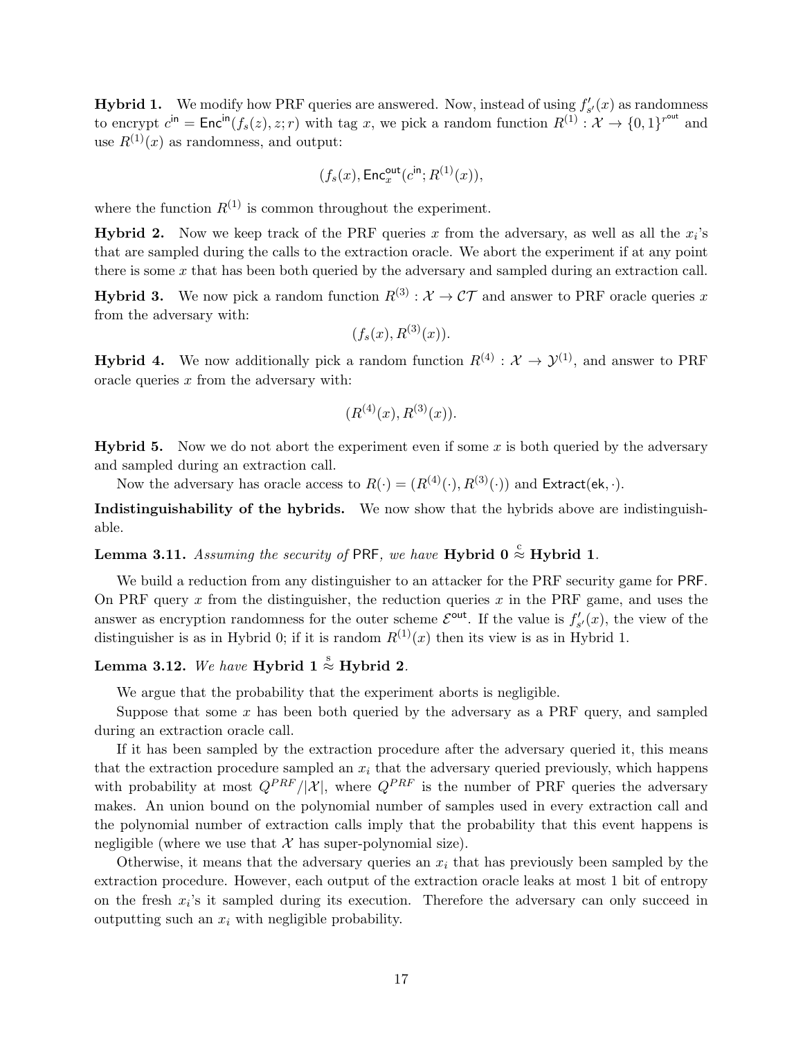**Hybrid 1.** We modify how PRF queries are answered. Now, instead of using $f'_{s'}(x)$ as randomness to encrypt $c^{\mathsf{in}} = \mathsf{Enc}^{\mathsf{in}}(f_s(z), z; r)$ with tag $x$, we pick a random function $R^{(1)} : \mathcal{X} \to \{0,1\}^{r^{\mathsf{out}}}$ and use $R^{(1)}(x)$ as randomness, and output:

$$(f_s(x), \mathsf{Enc}^{\mathsf{out}}_x(c^{\mathsf{in}}; R^{(1)}(x)),$$

where the function $R^{(1)}$ is common throughout the experiment.

**Hybrid 2.** Now we keep track of the PRF queries $x$ from the adversary, as well as all the $x_i$'s that are sampled during the calls to the extraction oracle. We abort the experiment if at any point there is some $x$ that has been both queried by the adversary and sampled during an extraction call.

**Hybrid 3.** We now pick a random function $R^{(3)} : \mathcal{X} \to \mathcal{CT}$ and answer to PRF oracle queries $x$ from the adversary with:

$$(f_s(x), R^{(3)}(x)).$$

**Hybrid 4.** We now additionally pick a random function $R^{(4)} : \mathcal{X} \to \mathcal{Y}^{(1)}$, and answer to PRF oracle queries $x$ from the adversary with:

$$(R^{(4)}(x), R^{(3)}(x)).$$

**Hybrid 5.** Now we do not abort the experiment even if some $x$ is both queried by the adversary and sampled during an extraction call.

Now the adversary has oracle access to $R(\cdot) = (R^{(4)}(\cdot), R^{(3)}(\cdot))$ and $\mathsf{Extract}(\mathsf{ek}, \cdot)$.

**Indistinguishability of the hybrids.** We now show that the hybrids above are indistinguishable.

**Lemma 3.11.** *Assuming the security of* $\mathsf{PRF}$*, we have* **Hybrid 0** $\overset{c}{\approx}$ **Hybrid 1**.

We build a reduction from any distinguisher to an attacker for the PRF security game for $\mathsf{PRF}$. On PRF query $x$ from the distinguisher, the reduction queries $x$ in the PRF game, and uses the answer as encryption randomness for the outer scheme $\mathcal{E}^{\mathsf{out}}$. If the value is $f'_{s'}(x)$, the view of the distinguisher is as in Hybrid 0; if it is random $R^{(1)}(x)$ then its view is as in Hybrid 1.

**Lemma 3.12.** *We have* **Hybrid 1** $\overset{s}{\approx}$ **Hybrid 2**.

We argue that the probability that the experiment aborts is negligible.

Suppose that some $x$ has been both queried by the adversary as a PRF query, and sampled during an extraction oracle call.

If it has been sampled by the extraction procedure after the adversary queried it, this means that the extraction procedure sampled an $x_i$ that the adversary queried previously, which happens with probability at most $Q^{PRF}/|\mathcal{X}|$, where $Q^{PRF}$ is the number of PRF queries the adversary makes. An union bound on the polynomial number of samples used in every extraction call and the polynomial number of extraction calls imply that the probability that this event happens is negligible (where we use that $\mathcal{X}$ has super-polynomial size).

Otherwise, it means that the adversary queries an $x_i$ that has previously been sampled by the extraction procedure. However, each output of the extraction oracle leaks at most 1 bit of entropy on the fresh $x_i$'s it sampled during its execution. Therefore the adversary can only succeed in outputting such an $x_i$ with negligible probability.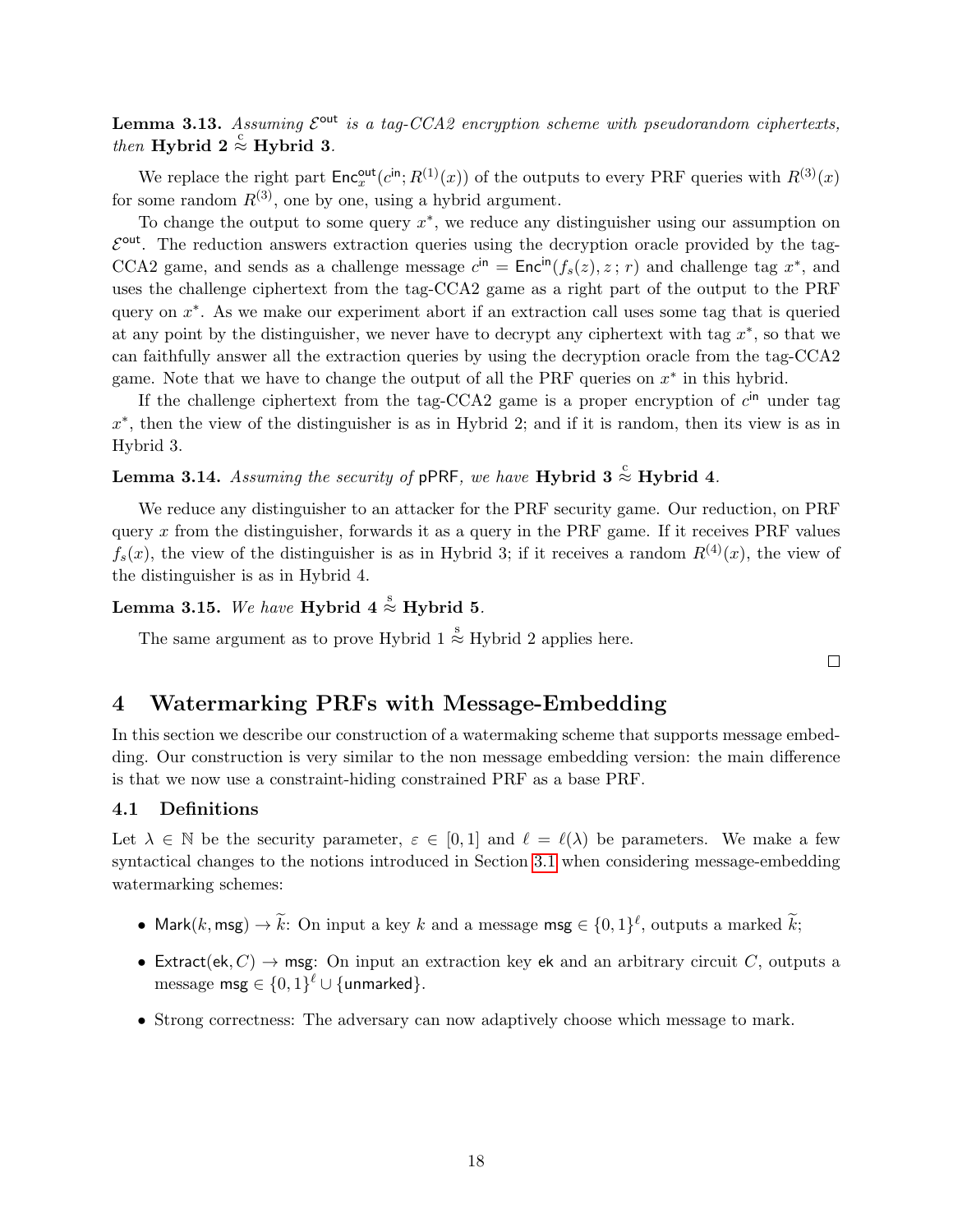**Lemma 3.13.** *Assuming $\mathcal{E}^{\mathsf{out}}$ is a tag-CCA2 encryption scheme with pseudorandom ciphertexts, then* **Hybrid 2** $\overset{c}{\approx}$ **Hybrid 3**.

We replace the right part $\mathsf{Enc}^{\mathsf{out}}_x(c^{\mathsf{in}}; R^{(1)}(x))$ of the outputs to every PRF queries with $R^{(3)}(x)$ for some random $R^{(3)}$, one by one, using a hybrid argument.

To change the output to some query $x^*$, we reduce any distinguisher using our assumption on $\mathcal{E}^{\mathsf{out}}$. The reduction answers extraction queries using the decryption oracle provided by the tag-CCA2 game, and sends as a challenge message $c^{\mathsf{in}} = \mathsf{Enc}^{\mathsf{in}}(f_s(z), z\,;\,r)$ and challenge tag $x^*$, and uses the challenge ciphertext from the tag-CCA2 game as a right part of the output to the PRF query on $x^*$. As we make our experiment abort if an extraction call uses some tag that is queried at any point by the distinguisher, we never have to decrypt any ciphertext with tag $x^*$, so that we can faithfully answer all the extraction queries by using the decryption oracle from the tag-CCA2 game. Note that we have to change the output of all the PRF queries on $x^*$ in this hybrid.

If the challenge ciphertext from the tag-CCA2 game is a proper encryption of $c^{\mathsf{in}}$ under tag $x^*$, then the view of the distinguisher is as in Hybrid 2; and if it is random, then its view is as in Hybrid 3.

**Lemma 3.14.** *Assuming the security of* pPRF, *we have* **Hybrid 3** $\overset{c}{\approx}$ **Hybrid 4**.

We reduce any distinguisher to an attacker for the PRF security game. Our reduction, on PRF query $x$ from the distinguisher, forwards it as a query in the PRF game. If it receives PRF values $f_s(x)$, the view of the distinguisher is as in Hybrid 3; if it receives a random $R^{(4)}(x)$, the view of the distinguisher is as in Hybrid 4.

**Lemma 3.15.** *We have* **Hybrid 4** $\overset{s}{\approx}$ **Hybrid 5**.

The same argument as to prove Hybrid 1 $\overset{s}{\approx}$ Hybrid 2 applies here.

□

# 4 Watermarking PRFs with Message-Embedding

In this section we describe our construction of a watermaking scheme that supports message embedding. Our construction is very similar to the non message embedding version: the main difference is that we now use a constraint-hiding constrained PRF as a base PRF.

## 4.1 Definitions

Let $\lambda \in \mathbb{N}$ be the security parameter, $\varepsilon \in [0,1]$ and $\ell = \ell(\lambda)$ be parameters. We make a few syntactical changes to the notions introduced in Section 3.1 when considering message-embedding watermarking schemes:

- $\mathsf{Mark}(k, \mathsf{msg}) \to \widetilde{k}$: On input a key $k$ and a message $\mathsf{msg} \in \{0,1\}^\ell$, outputs a marked $\widetilde{k}$;
- $\mathsf{Extract}(\mathsf{ek}, C) \to \mathsf{msg}$: On input an extraction key $\mathsf{ek}$ and an arbitrary circuit $C$, outputs a message $\mathsf{msg} \in \{0,1\}^\ell \cup \{\mathsf{unmarked}\}$.
- Strong correctness: The adversary can now adaptively choose which message to mark.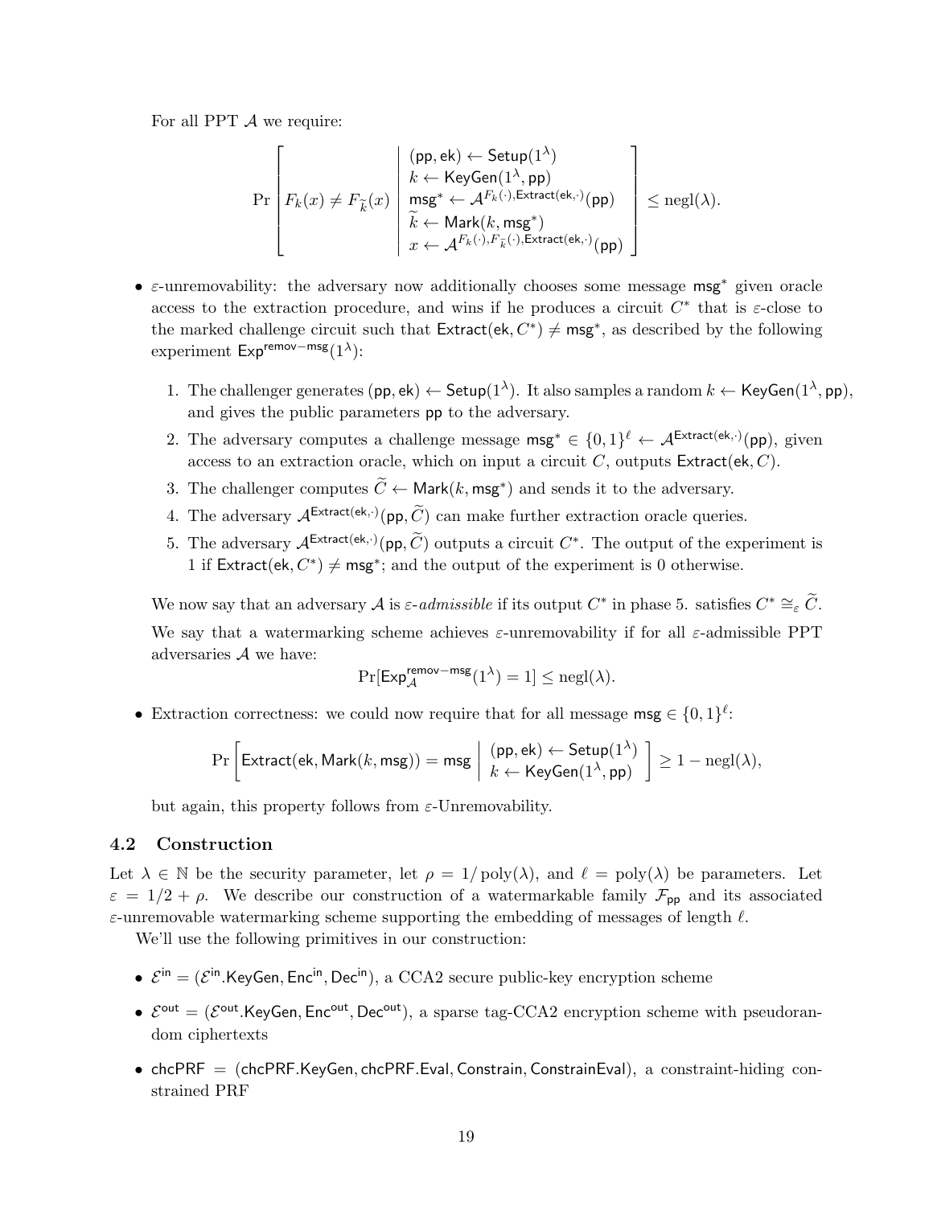For all PPT $\mathcal{A}$ we require:

$$\Pr\left[ F_k(x) \neq F_{\widetilde{k}}(x) \;\middle|\; \begin{array}{l} (\mathsf{pp}, \mathsf{ek}) \leftarrow \mathsf{Setup}(1^\lambda) \\ k \leftarrow \mathsf{KeyGen}(1^\lambda, \mathsf{pp}) \\ \mathsf{msg}^* \leftarrow \mathcal{A}^{F_k(\cdot), \mathsf{Extract}(\mathsf{ek}, \cdot)}(\mathsf{pp}) \\ \widetilde{k} \leftarrow \mathsf{Mark}(k, \mathsf{msg}^*) \\ x \leftarrow \mathcal{A}^{F_k(\cdot), F_{\widetilde{k}}(\cdot), \mathsf{Extract}(\mathsf{ek}, \cdot)}(\mathsf{pp}) \end{array} \right] \leq \mathrm{negl}(\lambda).$$

- $\varepsilon$-unremovability: the adversary now additionally chooses some message $\mathsf{msg}^*$ given oracle access to the extraction procedure, and wins if he produces a circuit $C^*$ that is $\varepsilon$-close to the marked challenge circuit such that $\mathsf{Extract}(\mathsf{ek}, C^*) \neq \mathsf{msg}^*$, as described by the following experiment $\mathsf{Exp}^{\mathsf{remov-msg}}(1^\lambda)$:

  1. The challenger generates $(\mathsf{pp}, \mathsf{ek}) \leftarrow \mathsf{Setup}(1^\lambda)$. It also samples a random $k \leftarrow \mathsf{KeyGen}(1^\lambda, \mathsf{pp})$, and gives the public parameters $\mathsf{pp}$ to the adversary.
  2. The adversary computes a challenge message $\mathsf{msg}^* \in \{0,1\}^\ell \leftarrow \mathcal{A}^{\mathsf{Extract}(\mathsf{ek}, \cdot)}(\mathsf{pp})$, given access to an extraction oracle, which on input a circuit $C$, outputs $\mathsf{Extract}(\mathsf{ek}, C)$.
  3. The challenger computes $\widetilde{C} \leftarrow \mathsf{Mark}(k, \mathsf{msg}^*)$ and sends it to the adversary.
  4. The adversary $\mathcal{A}^{\mathsf{Extract}(\mathsf{ek}, \cdot)}(\mathsf{pp}, \widetilde{C})$ can make further extraction oracle queries.
  5. The adversary $\mathcal{A}^{\mathsf{Extract}(\mathsf{ek}, \cdot)}(\mathsf{pp}, \widetilde{C})$ outputs a circuit $C^*$. The output of the experiment is 1 if $\mathsf{Extract}(\mathsf{ek}, C^*) \neq \mathsf{msg}^*$; and the output of the experiment is 0 otherwise.

  We now say that an adversary $\mathcal{A}$ is *$\varepsilon$-admissible* if its output $C^*$ in phase 5. satisfies $C^* \cong_\varepsilon \widetilde{C}$.

  We say that a watermarking scheme achieves $\varepsilon$-unremovability if for all $\varepsilon$-admissible PPT adversaries $\mathcal{A}$ we have:

  $$\Pr[\mathsf{Exp}_{\mathcal{A}}^{\mathsf{remov-msg}}(1^\lambda) = 1] \leq \mathrm{negl}(\lambda).$$

- Extraction correctness: we could now require that for all message $\mathsf{msg} \in \{0,1\}^\ell$:

  $$\Pr\left[ \mathsf{Extract}(\mathsf{ek}, \mathsf{Mark}(k, \mathsf{msg})) = \mathsf{msg} \;\middle|\; \begin{array}{l} (\mathsf{pp}, \mathsf{ek}) \leftarrow \mathsf{Setup}(1^\lambda) \\ k \leftarrow \mathsf{KeyGen}(1^\lambda, \mathsf{pp}) \end{array} \right] \geq 1 - \mathrm{negl}(\lambda),$$

  but again, this property follows from $\varepsilon$-Unremovability.

### 4.2 Construction

Let $\lambda \in \mathbb{N}$ be the security parameter, let $\rho = 1/\mathrm{poly}(\lambda)$, and $\ell = \mathrm{poly}(\lambda)$ be parameters. Let $\varepsilon = 1/2 + \rho$. We describe our construction of a watermarkable family $\mathcal{F}_{\mathsf{pp}}$ and its associated $\varepsilon$-unremovable watermarking scheme supporting the embedding of messages of length $\ell$.

We'll use the following primitives in our construction:

- $\mathcal{E}^{\mathsf{in}} = (\mathcal{E}^{\mathsf{in}}.\mathsf{KeyGen}, \mathsf{Enc}^{\mathsf{in}}, \mathsf{Dec}^{\mathsf{in}})$, a CCA2 secure public-key encryption scheme
- $\mathcal{E}^{\mathsf{out}} = (\mathcal{E}^{\mathsf{out}}.\mathsf{KeyGen}, \mathsf{Enc}^{\mathsf{out}}, \mathsf{Dec}^{\mathsf{out}})$, a sparse tag-CCA2 encryption scheme with pseudorandom ciphertexts
- $\mathsf{chcPRF} = (\mathsf{chcPRF.KeyGen}, \mathsf{chcPRF.Eval}, \mathsf{Constrain}, \mathsf{ConstrainEval})$, a constraint-hiding constrained PRF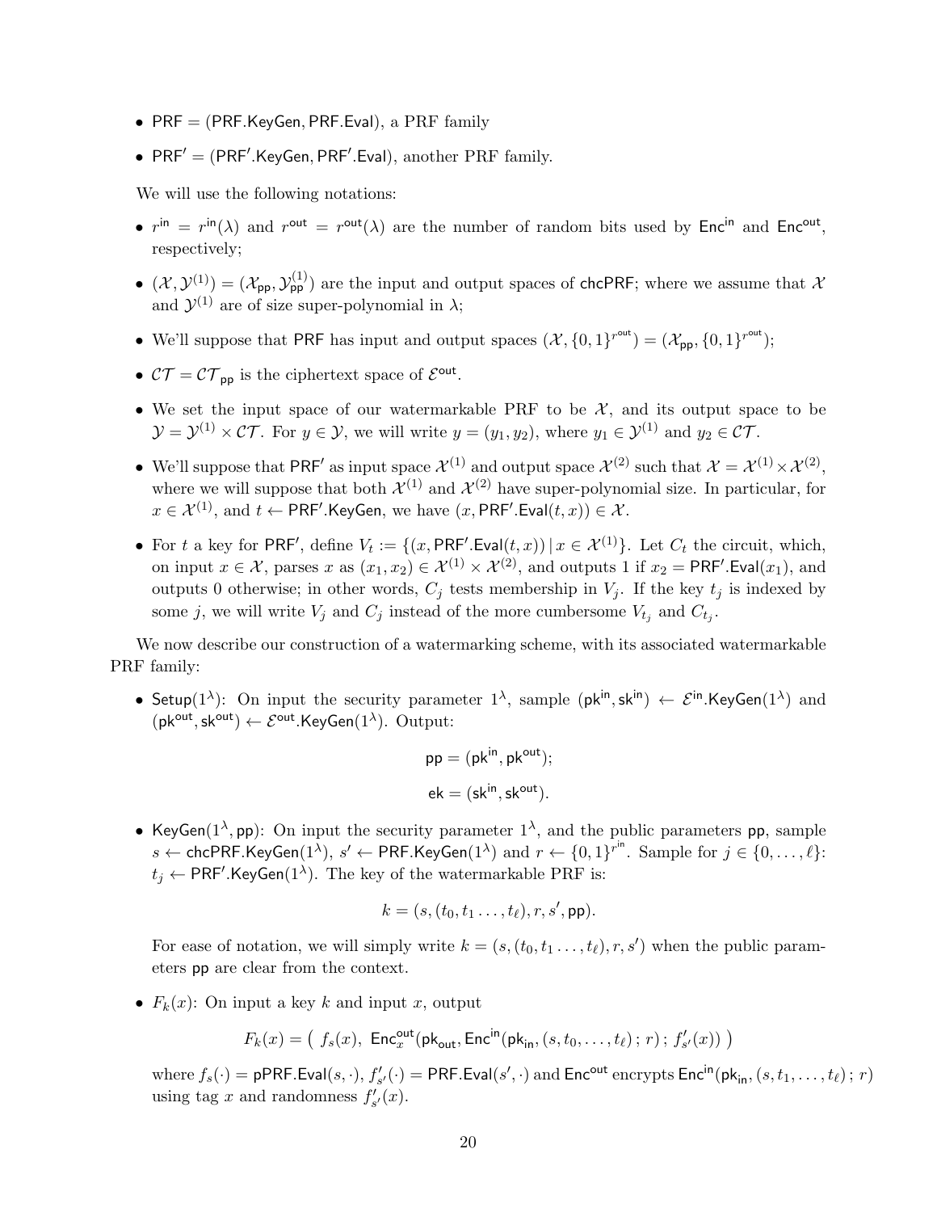- $\mathsf{PRF} = (\mathsf{PRF.KeyGen}, \mathsf{PRF.Eval})$, a PRF family
- $\mathsf{PRF}' = (\mathsf{PRF}'.\mathsf{KeyGen}, \mathsf{PRF}'.\mathsf{Eval})$, another PRF family.

We will use the following notations:

- $r^{\mathsf{in}} = r^{\mathsf{in}}(\lambda)$ and $r^{\mathsf{out}} = r^{\mathsf{out}}(\lambda)$ are the number of random bits used by $\mathsf{Enc}^{\mathsf{in}}$ and $\mathsf{Enc}^{\mathsf{out}}$, respectively;
- $(\mathcal{X}, \mathcal{Y}^{(1)}) = (\mathcal{X}_{\mathsf{pp}}, \mathcal{Y}^{(1)}_{\mathsf{pp}})$ are the input and output spaces of $\mathsf{chcPRF}$; where we assume that $\mathcal{X}$ and $\mathcal{Y}^{(1)}$ are of size super-polynomial in $\lambda$;
- We'll suppose that $\mathsf{PRF}$ has input and output spaces $(\mathcal{X}, \{0,1\}^{r^{\mathsf{out}}}) = (\mathcal{X}_{\mathsf{pp}}, \{0,1\}^{r^{\mathsf{out}}})$;
- $\mathcal{CT} = \mathcal{CT}_{\mathsf{pp}}$ is the ciphertext space of $\mathcal{E}^{\mathsf{out}}$.
- We set the input space of our watermarkable PRF to be $\mathcal{X}$, and its output space to be $\mathcal{Y} = \mathcal{Y}^{(1)} \times \mathcal{CT}$. For $y \in \mathcal{Y}$, we will write $y = (y_1, y_2)$, where $y_1 \in \mathcal{Y}^{(1)}$ and $y_2 \in \mathcal{CT}$.
- We'll suppose that $\mathsf{PRF}'$ as input space $\mathcal{X}^{(1)}$ and output space $\mathcal{X}^{(2)}$ such that $\mathcal{X} = \mathcal{X}^{(1)} \times \mathcal{X}^{(2)}$, where we will suppose that both $\mathcal{X}^{(1)}$ and $\mathcal{X}^{(2)}$ have super-polynomial size. In particular, for $x \in \mathcal{X}^{(1)}$, and $t \leftarrow \mathsf{PRF}'.\mathsf{KeyGen}$, we have $(x, \mathsf{PRF}'.\mathsf{Eval}(t, x)) \in \mathcal{X}$.
- For $t$ a key for $\mathsf{PRF}'$, define $V_t := \{(x, \mathsf{PRF}'.\mathsf{Eval}(t,x)) \,|\, x \in \mathcal{X}^{(1)}\}$. Let $C_t$ the circuit, which, on input $x \in \mathcal{X}$, parses $x$ as $(x_1, x_2) \in \mathcal{X}^{(1)} \times \mathcal{X}^{(2)}$, and outputs 1 if $x_2 = \mathsf{PRF}'.\mathsf{Eval}(x_1)$, and outputs 0 otherwise; in other words, $C_j$ tests membership in $V_j$. If the key $t_j$ is indexed by some $j$, we will write $V_j$ and $C_j$ instead of the more cumbersome $V_{t_j}$ and $C_{t_j}$.

We now describe our construction of a watermarking scheme, with its associated watermarkable PRF family:

- $\mathsf{Setup}(1^\lambda)$: On input the security parameter $1^\lambda$, sample $(\mathsf{pk}^{\mathsf{in}}, \mathsf{sk}^{\mathsf{in}}) \leftarrow \mathcal{E}^{\mathsf{in}}.\mathsf{KeyGen}(1^\lambda)$ and $(\mathsf{pk}^{\mathsf{out}}, \mathsf{sk}^{\mathsf{out}}) \leftarrow \mathcal{E}^{\mathsf{out}}.\mathsf{KeyGen}(1^\lambda)$. Output:

$$\mathsf{pp} = (\mathsf{pk}^{\mathsf{in}}, \mathsf{pk}^{\mathsf{out}});$$
$$\mathsf{ek} = (\mathsf{sk}^{\mathsf{in}}, \mathsf{sk}^{\mathsf{out}}).$$

- $\mathsf{KeyGen}(1^\lambda, \mathsf{pp})$: On input the security parameter $1^\lambda$, and the public parameters $\mathsf{pp}$, sample $s \leftarrow \mathsf{chcPRF.KeyGen}(1^\lambda)$, $s' \leftarrow \mathsf{PRF.KeyGen}(1^\lambda)$ and $r \leftarrow \{0,1\}^{r^{\mathsf{in}}}$. Sample for $j \in \{0, \ldots, \ell\}$: $t_j \leftarrow \mathsf{PRF}'.\mathsf{KeyGen}(1^\lambda)$. The key of the watermarkable PRF is:

$$k = (s, (t_0, t_1 \ldots, t_\ell), r, s', \mathsf{pp}).$$

For ease of notation, we will simply write $k = (s, (t_0, t_1 \ldots, t_\ell), r, s')$ when the public parameters $\mathsf{pp}$ are clear from the context.

- $F_k(x)$: On input a key $k$ and input $x$, output

$$F_k(x) = \big(\ f_s(x),\ \mathsf{Enc}^{\mathsf{out}}_x(\mathsf{pk}_{\mathsf{out}}, \mathsf{Enc}^{\mathsf{in}}(\mathsf{pk}_{\mathsf{in}}, (s, t_0, \ldots, t_\ell)\,;\, r)\,;\, f'_{s'}(x))\ \big)$$

where $f_s(\cdot) = \mathsf{pPRF.Eval}(s, \cdot)$, $f'_{s'}(\cdot) = \mathsf{PRF.Eval}(s', \cdot)$ and $\mathsf{Enc}^{\mathsf{out}}$ encrypts $\mathsf{Enc}^{\mathsf{in}}(\mathsf{pk}_{\mathsf{in}}, (s, t_1, \ldots, t_\ell)\,;\, r)$ using tag $x$ and randomness $f'_{s'}(x)$.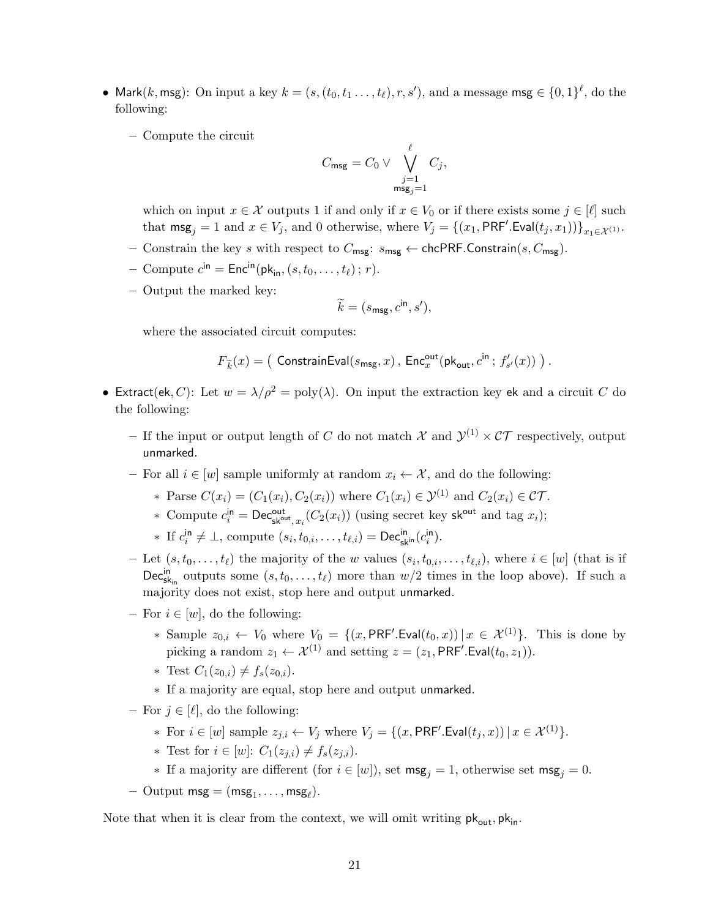- $\mathsf{Mark}(k, \mathsf{msg})$: On input a key $k = (s, (t_0, t_1 \ldots, t_\ell), r, s')$, and a message $\mathsf{msg} \in \{0,1\}^\ell$, do the following:

  – Compute the circuit
  $$C_{\mathsf{msg}} = C_0 \vee \bigvee_{\substack{j=1 \\ \mathsf{msg}_j = 1}}^{\ell} C_j,$$
  which on input $x \in \mathcal{X}$ outputs 1 if and only if $x \in V_0$ or if there exists some $j \in [\ell]$ such that $\mathsf{msg}_j = 1$ and $x \in V_j$, and 0 otherwise, where $V_j = \{(x_1, \mathsf{PRF}'.\mathsf{Eval}(t_j, x_1))\}_{x_1 \in \mathcal{X}^{(1)}}$.

  – Constrain the key $s$ with respect to $C_{\mathsf{msg}}$: $s_{\mathsf{msg}} \leftarrow \mathsf{chcPRF}.\mathsf{Constrain}(s, C_{\mathsf{msg}})$.

  – Compute $c^{\mathsf{in}} = \mathsf{Enc}^{\mathsf{in}}(\mathsf{pk}_{\mathsf{in}}, (s, t_0, \ldots, t_\ell)\,;\, r)$.

  – Output the marked key:
  $$\widetilde{k} = (s_{\mathsf{msg}}, c^{\mathsf{in}}, s'),$$
  where the associated circuit computes:
  $$F_{\widetilde{k}}(x) = \big(\ \mathsf{ConstrainEval}(s_{\mathsf{msg}}, x)\ ,\ \mathsf{Enc}^{\mathsf{out}}_x(\mathsf{pk}_{\mathsf{out}}, c^{\mathsf{in}}\,;\, f'_{s'}(x))\ \big)\,.$$

- $\mathsf{Extract}(\mathsf{ek}, C)$: Let $w = \lambda/\rho^2 = \mathrm{poly}(\lambda)$. On input the extraction key $\mathsf{ek}$ and a circuit $C$ do the following:

  – If the input or output length of $C$ do not match $\mathcal{X}$ and $\mathcal{Y}^{(1)} \times \mathcal{CT}$ respectively, output $\mathsf{unmarked}$.

  – For all $i \in [w]$ sample uniformly at random $x_i \leftarrow \mathcal{X}$, and do the following:

    * Parse $C(x_i) = (C_1(x_i), C_2(x_i))$ where $C_1(x_i) \in \mathcal{Y}^{(1)}$ and $C_2(x_i) \in \mathcal{CT}$.
    * Compute $c_i^{\mathsf{in}} = \mathsf{Dec}^{\mathsf{out}}_{\mathsf{sk}^{\mathsf{out}}, x_i}(C_2(x_i))$ (using secret key $\mathsf{sk}^{\mathsf{out}}$ and tag $x_i$);
    * If $c_i^{\mathsf{in}} \neq \bot$, compute $(s_i, t_{0,i}, \ldots, t_{\ell,i}) = \mathsf{Dec}^{\mathsf{in}}_{\mathsf{sk}^{\mathsf{in}}}(c_i^{\mathsf{in}})$.

  – Let $(s, t_0, \ldots, t_\ell)$ the majority of the $w$ values $(s_i, t_{0,i}, \ldots, t_{\ell,i})$, where $i \in [w]$ (that is if $\mathsf{Dec}^{\mathsf{in}}_{\mathsf{sk}_{\mathsf{in}}}$ outputs some $(s, t_0, \ldots, t_\ell)$ more than $w/2$ times in the loop above). If such a majority does not exist, stop here and output $\mathsf{unmarked}$.

  – For $i \in [w]$, do the following:

    * Sample $z_{0,i} \leftarrow V_0$ where $V_0 = \{(x, \mathsf{PRF}'.\mathsf{Eval}(t_0, x)) \,|\, x \in \mathcal{X}^{(1)}\}$. This is done by picking a random $z_1 \leftarrow \mathcal{X}^{(1)}$ and setting $z = (z_1, \mathsf{PRF}'.\mathsf{Eval}(t_0, z_1))$.
    * Test $C_1(z_{0,i}) \neq f_s(z_{0,i})$.
    * If a majority are equal, stop here and output $\mathsf{unmarked}$.

  – For $j \in [\ell]$, do the following:

    * For $i \in [w]$ sample $z_{j,i} \leftarrow V_j$ where $V_j = \{(x, \mathsf{PRF}'.\mathsf{Eval}(t_j, x)) \,|\, x \in \mathcal{X}^{(1)}\}$.
    * Test for $i \in [w]$: $C_1(z_{j,i}) \neq f_s(z_{j,i})$.
    * If a majority are different (for $i \in [w]$), set $\mathsf{msg}_j = 1$, otherwise set $\mathsf{msg}_j = 0$.

  – Output $\mathsf{msg} = (\mathsf{msg}_1, \ldots, \mathsf{msg}_\ell)$.

Note that when it is clear from the context, we will omit writing $\mathsf{pk}_{\mathsf{out}}, \mathsf{pk}_{\mathsf{in}}$.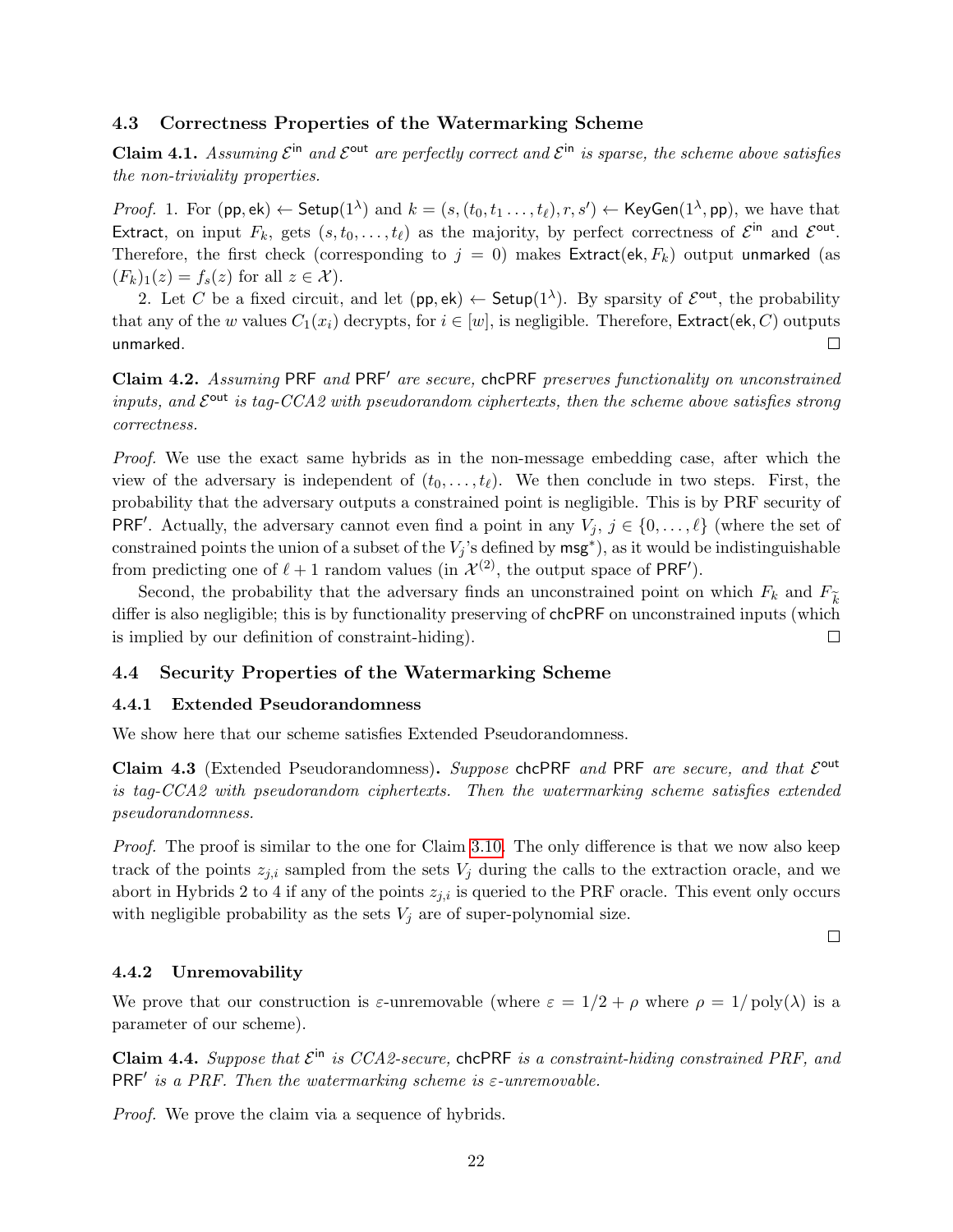### 4.3 Correctness Properties of the Watermarking Scheme

**Claim 4.1.** *Assuming $\mathcal{E}^{\mathsf{in}}$ and $\mathcal{E}^{\mathsf{out}}$ are perfectly correct and $\mathcal{E}^{\mathsf{in}}$ is sparse, the scheme above satisfies the non-triviality properties.*

*Proof.* 1. For $(\mathsf{pp}, \mathsf{ek}) \leftarrow \mathsf{Setup}(1^\lambda)$ and $k = (s, (t_0, t_1 \ldots, t_\ell), r, s') \leftarrow \mathsf{KeyGen}(1^\lambda, \mathsf{pp})$, we have that $\mathsf{Extract}$, on input $F_k$, gets $(s, t_0, \ldots, t_\ell)$ as the majority, by perfect correctness of $\mathcal{E}^{\mathsf{in}}$ and $\mathcal{E}^{\mathsf{out}}$. Therefore, the first check (corresponding to $j = 0$) makes $\mathsf{Extract}(\mathsf{ek}, F_k)$ output $\mathsf{unmarked}$ (as $(F_k)_1(z) = f_s(z)$ for all $z \in \mathcal{X}$).

2. Let $C$ be a fixed circuit, and let $(\mathsf{pp}, \mathsf{ek}) \leftarrow \mathsf{Setup}(1^\lambda)$. By sparsity of $\mathcal{E}^{\mathsf{out}}$, the probability that any of the $w$ values $C_1(x_i)$ decrypts, for $i \in [w]$, is negligible. Therefore, $\mathsf{Extract}(\mathsf{ek}, C)$ outputs $\mathsf{unmarked}$. □

**Claim 4.2.** *Assuming $\mathsf{PRF}$ and $\mathsf{PRF}'$ are secure, $\mathsf{chcPRF}$ preserves functionality on unconstrained inputs, and $\mathcal{E}^{\mathsf{out}}$ is tag-CCA2 with pseudorandom ciphertexts, then the scheme above satisfies strong correctness.*

*Proof.* We use the exact same hybrids as in the non-message embedding case, after which the view of the adversary is independent of $(t_0, \ldots, t_\ell)$. We then conclude in two steps. First, the probability that the adversary outputs a constrained point is negligible. This is by PRF security of $\mathsf{PRF}'$. Actually, the adversary cannot even find a point in any $V_j$, $j \in \{0, \ldots, \ell\}$ (where the set of constrained points the union of a subset of the $V_j$'s defined by $\mathsf{msg}^*$), as it would be indistinguishable from predicting one of $\ell + 1$ random values (in $\mathcal{X}^{(2)}$, the output space of $\mathsf{PRF}'$).

Second, the probability that the adversary finds an unconstrained point on which $F_k$ and $F_{\widetilde{k}}$ differ is also negligible; this is by functionality preserving of $\mathsf{chcPRF}$ on unconstrained inputs (which is implied by our definition of constraint-hiding). □

### 4.4 Security Properties of the Watermarking Scheme

#### 4.4.1 Extended Pseudorandomness

We show here that our scheme satisfies Extended Pseudorandomness.

**Claim 4.3** (Extended Pseudorandomness)**.** *Suppose $\mathsf{chcPRF}$ and $\mathsf{PRF}$ are secure, and that $\mathcal{E}^{\mathsf{out}}$ is tag-CCA2 with pseudorandom ciphertexts. Then the watermarking scheme satisfies extended pseudorandomness.*

*Proof.* The proof is similar to the one for Claim 3.10. The only difference is that we now also keep track of the points $z_{j,i}$ sampled from the sets $V_j$ during the calls to the extraction oracle, and we abort in Hybrids 2 to 4 if any of the points $z_{j,i}$ is queried to the PRF oracle. This event only occurs with negligible probability as the sets $V_j$ are of super-polynomial size. □

#### 4.4.2 Unremovability

We prove that our construction is $\varepsilon$-unremovable (where $\varepsilon = 1/2 + \rho$ where $\rho = 1/\mathrm{poly}(\lambda)$ is a parameter of our scheme).

**Claim 4.4.** *Suppose that $\mathcal{E}^{\mathsf{in}}$ is CCA2-secure, $\mathsf{chcPRF}$ is a constraint-hiding constrained PRF, and $\mathsf{PRF}'$ is a PRF. Then the watermarking scheme is $\varepsilon$-unremovable.*

*Proof.* We prove the claim via a sequence of hybrids.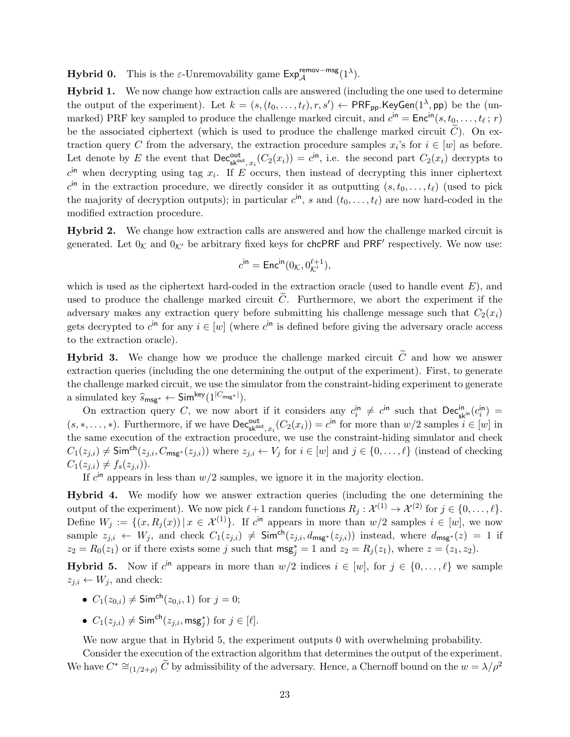**Hybrid 0.** This is the $\varepsilon$-Unremovability game $\mathsf{Exp}_{\mathcal{A}}^{\mathsf{remov-msg}}(1^\lambda)$.

**Hybrid 1.** We now change how extraction calls are answered (including the one used to determine the output of the experiment). Let $k = (s, (t_0, \dots, t_\ell), r, s') \leftarrow \mathsf{PRF}_{\mathsf{pp}}.\mathsf{KeyGen}(1^\lambda, \mathsf{pp})$ be the (unmarked) PRF key sampled to produce the challenge marked circuit, and $c^{\mathsf{in}} = \mathsf{Enc}^{\mathsf{in}}(s, t_0, \dots, t_\ell\,;\, r)$ be the associated ciphertext (which is used to produce the challenge marked circuit $\widetilde{C}$). On extraction query $C$ from the adversary, the extraction procedure samples $x_i$'s for $i \in [w]$ as before. Let denote by $E$ the event that $\mathsf{Dec}^{\mathsf{out}}_{\mathsf{sk}^{\mathsf{out}}, x_i}(C_2(x_i)) = c^{\mathsf{in}}$, i.e. the second part $C_2(x_i)$ decrypts to $c^{\mathsf{in}}$ when decrypting using tag $x_i$. If $E$ occurs, then instead of decrypting this inner ciphertext $c^{\mathsf{in}}$ in the extraction procedure, we directly consider it as outputting $(s, t_0, \dots, t_\ell)$ (used to pick the majority of decryption outputs); in particular $c^{\mathsf{in}}$, $s$ and $(t_0, \dots, t_\ell)$ are now hard-coded in the modified extraction procedure.

**Hybrid 2.** We change how extraction calls are answered and how the challenge marked circuit is generated. Let $0_{\mathcal{K}}$ and $0_{\mathcal{K}'}$ be arbitrary fixed keys for $\mathsf{chcPRF}$ and $\mathsf{PRF}'$ respectively. We now use:

$$c^{\mathsf{in}} = \mathsf{Enc}^{\mathsf{in}}(0_{\mathcal{K}}, 0_{\mathcal{K}'}^{\ell+1}),$$

which is used as the ciphertext hard-coded in the extraction oracle (used to handle event $E$), and used to produce the challenge marked circuit $\widetilde{C}$. Furthermore, we abort the experiment if the adversary makes any extraction query before submitting his challenge message such that $C_2(x_i)$ gets decrypted to $c^{\mathsf{in}}$ for any $i \in [w]$ (where $c^{\mathsf{in}}$ is defined before giving the adversary oracle access to the extraction oracle).

**Hybrid 3.** We change how we produce the challenge marked circuit $\widetilde{C}$ and how we answer extraction queries (including the one determining the output of the experiment). First, to generate the challenge marked circuit, we use the simulator from the constraint-hiding experiment to generate a simulated key $\widehat{s}_{\mathsf{msg}^*} \leftarrow \mathsf{Sim}^{\mathsf{key}}(1^{|C_{\mathsf{msg}^*}|})$.

On extraction query $C$, we now abort if it considers any $c_i^{\mathsf{in}} \neq c^{\mathsf{in}}$ such that $\mathsf{Dec}^{\mathsf{in}}_{\mathsf{sk}^{\mathsf{in}}}(c_i^{\mathsf{in}}) = (s, *, \dots, *)$. Furthermore, if we have $\mathsf{Dec}^{\mathsf{out}}_{\mathsf{sk}^{\mathsf{out}}, x_i}(C_2(x_i)) = c^{\mathsf{in}}$ for more than $w/2$ samples $i \in [w]$ in the same execution of the extraction procedure, we use the constraint-hiding simulator and check $C_1(z_{j,i}) \neq \mathsf{Sim}^{\mathsf{ch}}(z_{j,i}, C_{\mathsf{msg}^*}(z_{j,i}))$ where $z_{j,i} \leftarrow V_j$ for $i \in [w]$ and $j \in \{0, \dots, \ell\}$ (instead of checking $C_1(z_{j,i}) \neq f_s(z_{j,i})$).

If $c^{\mathsf{in}}$ appears in less than $w/2$ samples, we ignore it in the majority election.

**Hybrid 4.** We modify how we answer extraction queries (including the one determining the output of the experiment). We now pick $\ell+1$ random functions $R_j : \mathcal{X}^{(1)} \to \mathcal{X}^{(2)}$ for $j \in \{0, \dots, \ell\}$. Define $W_j := \{(x, R_j(x)) \,|\, x \in \mathcal{X}^{(1)}\}$. If $c^{\mathsf{in}}$ appears in more than $w/2$ samples $i \in [w]$, we now sample $z_{j,i} \leftarrow W_j$, and check $C_1(z_{j,i}) \neq \mathsf{Sim}^{\mathsf{ch}}(z_{j,i}, d_{\mathsf{msg}^*}(z_{j,i}))$ instead, where $d_{\mathsf{msg}^*}(z) = 1$ if $z_2 = R_0(z_1)$ or if there exists some $j$ such that $\mathsf{msg}^*_j = 1$ and $z_2 = R_j(z_1)$, where $z = (z_1, z_2)$.

**Hybrid 5.** Now if $c^{\mathsf{in}}$ appears in more than $w/2$ indices $i \in [w]$, for $j \in \{0, \dots, \ell\}$ we sample $z_{j,i} \leftarrow W_j$, and check:

- $C_1(z_{0,i}) \neq \mathsf{Sim}^{\mathsf{ch}}(z_{0,i}, 1)$ for $j = 0$;
- $C_1(z_{j,i}) \neq \mathsf{Sim}^{\mathsf{ch}}(z_{j,i}, \mathsf{msg}^*_j)$ for $j \in [\ell]$.

We now argue that in Hybrid 5, the experiment outputs 0 with overwhelming probability.

Consider the execution of the extraction algorithm that determines the output of the experiment. We have $C^* \cong_{(1/2+\rho)} \widetilde{C}$ by admissibility of the adversary. Hence, a Chernoff bound on the $w = \lambda/\rho^2$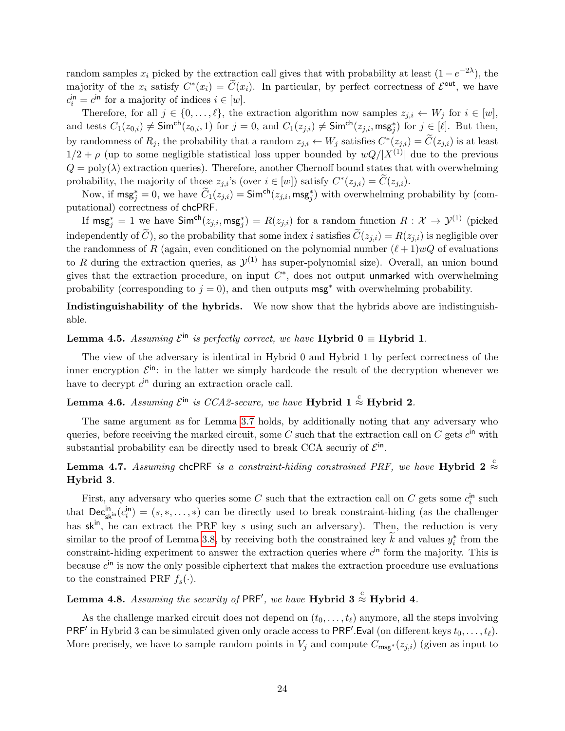random samples $x_i$ picked by the extraction call gives that with probability at least $(1 - e^{-2\lambda})$, the majority of the $x_i$ satisfy $C^*(x_i) = \widetilde{C}(x_i)$. In particular, by perfect correctness of $\mathcal{E}^{\mathsf{out}}$, we have $c_i^{\mathsf{in}} = c^{\mathsf{in}}$ for a majority of indices $i \in [w]$.

Therefore, for all $j \in \{0, \ldots, \ell\}$, the extraction algorithm now samples $z_{j,i} \leftarrow W_j$ for $i \in [w]$, and tests $C_1(z_{0,i}) \neq \mathsf{Sim}^{\mathsf{ch}}(z_{0,i}, 1)$ for $j = 0$, and $C_1(z_{j,i}) \neq \mathsf{Sim}^{\mathsf{ch}}(z_{j,i}, \mathsf{msg}_j^*)$ for $j \in [\ell]$. But then, by randomness of $R_j$, the probability that a random $z_{j,i} \leftarrow W_j$ satisfies $C^*(z_{j,i}) = \widetilde{C}(z_{j,i})$ is at least $1/2 + \rho$ (up to some negligible statistical loss upper bounded by $wQ/|X^{(1)}|$ due to the previous $Q = \mathrm{poly}(\lambda)$ extraction queries). Therefore, another Chernoff bound states that with overwhelming probability, the majority of those $z_{j,i}$'s (over $i \in [w]$) satisfy $C^*(z_{j,i}) = \widetilde{C}(z_{j,i})$.

Now, if $\mathsf{msg}_j^* = 0$, we have $\widetilde{C}_1(z_{j,i}) = \mathsf{Sim}^{\mathsf{ch}}(z_{j,i}, \mathsf{msg}_j^*)$ with overwhelming probability by (computational) correctness of $\mathsf{chcPRF}$.

If $\mathsf{msg}_j^* = 1$ we have $\mathsf{Sim}^{\mathsf{ch}}(z_{j,i}, \mathsf{msg}_j^*) = R(z_{j,i})$ for a random function $R : \mathcal{X} \to \mathcal{Y}^{(1)}$ (picked independently of $\widetilde{C}$), so the probability that some index $i$ satisfies $\widetilde{C}(z_{j,i}) = R(z_{j,i})$ is negligible over the randomness of $R$ (again, even conditioned on the polynomial number $(\ell + 1)wQ$ of evaluations to $R$ during the extraction queries, as $\mathcal{Y}^{(1)}$ has super-polynomial size). Overall, an union bound gives that the extraction procedure, on input $C^*$, does not output $\mathsf{unmarked}$ with overwhelming probability (corresponding to $j = 0$), and then outputs $\mathsf{msg}^*$ with overwhelming probability.

**Indistinguishability of the hybrids.** We now show that the hybrids above are indistinguishable.

**Lemma 4.5.** *Assuming $\mathcal{E}^{\mathsf{in}}$ is perfectly correct, we have* **Hybrid 0** $\equiv$ **Hybrid 1**.

The view of the adversary is identical in Hybrid 0 and Hybrid 1 by perfect correctness of the inner encryption $\mathcal{E}^{\mathsf{in}}$: in the latter we simply hardcode the result of the decryption whenever we have to decrypt $c^{\mathsf{in}}$ during an extraction oracle call.

**Lemma 4.6.** *Assuming $\mathcal{E}^{\mathsf{in}}$ is CCA2-secure, we have* **Hybrid 1** $\overset{c}{\approx}$ **Hybrid 2**.

The same argument as for Lemma 3.7 holds, by additionally noting that any adversary who queries, before receiving the marked circuit, some $C$ such that the extraction call on $C$ gets $c^{\mathsf{in}}$ with substantial probability can be directly used to break CCA securiy of $\mathcal{E}^{\mathsf{in}}$.

**Lemma 4.7.** *Assuming* $\mathsf{chcPRF}$ *is a constraint-hiding constrained PRF, we have* **Hybrid 2** $\overset{c}{\approx}$ **Hybrid 3**.

First, any adversary who queries some $C$ such that the extraction call on $C$ gets some $c_i^{\mathsf{in}}$ such that $\mathsf{Dec}^{\mathsf{in}}_{\mathsf{sk}^{\mathsf{in}}}(c_i^{\mathsf{in}}) = (s, *, \ldots, *)$ can be directly used to break constraint-hiding (as the challenger has $\mathsf{sk}^{\mathsf{in}}$, he can extract the PRF key $s$ using such an adversary). Then, the reduction is very similar to the proof of Lemma 3.8, by receiving both the constrained key $\widetilde{k}$ and values $y_i^*$ from the constraint-hiding experiment to answer the extraction queries where $c^{\mathsf{in}}$ form the majority. This is because $c^{\mathsf{in}}$ is now the only possible ciphertext that makes the extraction procedure use evaluations to the constrained PRF $f_s(\cdot)$.

**Lemma 4.8.** *Assuming the security of* $\mathsf{PRF}'$, *we have* **Hybrid 3** $\overset{c}{\approx}$ **Hybrid 4**.

As the challenge marked circuit does not depend on $(t_0, \ldots, t_\ell)$ anymore, all the steps involving $\mathsf{PRF}'$ in Hybrid 3 can be simulated given only oracle access to $\mathsf{PRF}'.\mathsf{Eval}$ (on different keys $t_0, \ldots, t_\ell$). More precisely, we have to sample random points in $V_j$ and compute $C_{\mathsf{msg}^*}(z_{j,i})$ (given as input to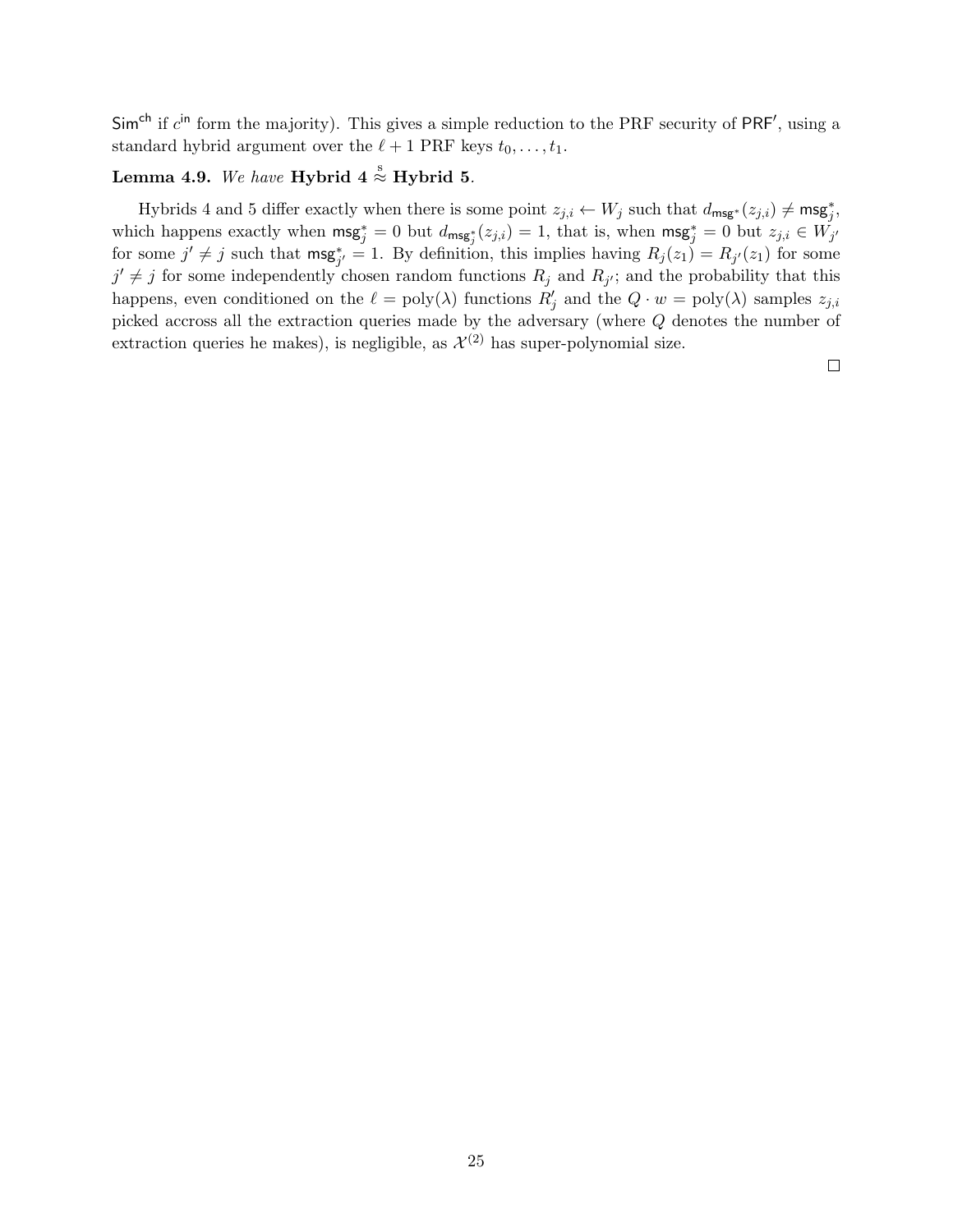$\mathsf{Sim}^{\mathsf{ch}}$ if $c^{\mathsf{in}}$ form the majority). This gives a simple reduction to the PRF security of $\mathsf{PRF}'$, using a standard hybrid argument over the $\ell + 1$ PRF keys $t_0, \ldots, t_1$.

**Lemma 4.9.** *We have* **Hybrid 4** $\overset{\mathrm{s}}{\approx}$ **Hybrid 5***.*

Hybrids 4 and 5 differ exactly when there is some point $z_{j,i} \leftarrow W_j$ such that $d_{\mathsf{msg}^*}(z_{j,i}) \neq \mathsf{msg}^*_j$, which happens exactly when $\mathsf{msg}^*_j = 0$ but $d_{\mathsf{msg}^*_j}(z_{j,i}) = 1$, that is, when $\mathsf{msg}^*_j = 0$ but $z_{j,i} \in W_{j'}$ for some $j' \neq j$ such that $\mathsf{msg}^*_{j'} = 1$. By definition, this implies having $R_j(z_1) = R_{j'}(z_1)$ for some $j' \neq j$ for some independently chosen random functions $R_j$ and $R_{j'}$; and the probability that this happens, even conditioned on the $\ell = \mathrm{poly}(\lambda)$ functions $R'_j$ and the $Q \cdot w = \mathrm{poly}(\lambda)$ samples $z_{j,i}$ picked accross all the extraction queries made by the adversary (where $Q$ denotes the number of extraction queries he makes), is negligible, as $\mathcal{X}^{(2)}$ has super-polynomial size.

□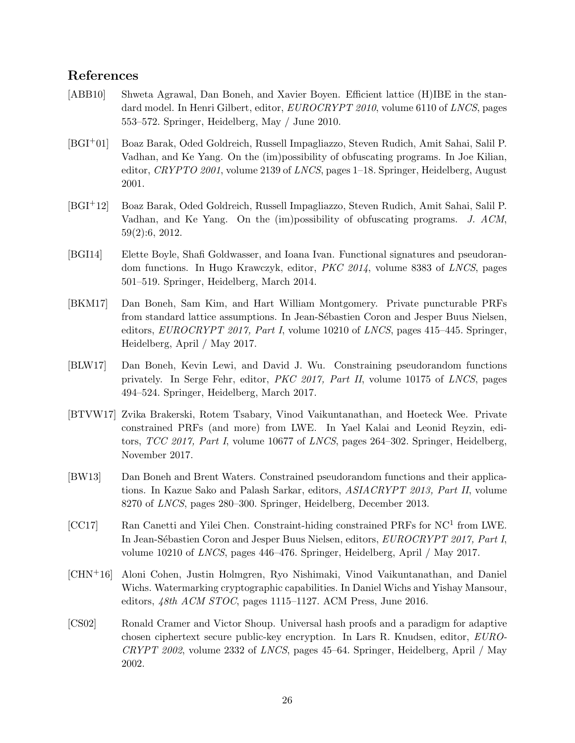## References

[ABB10] Shweta Agrawal, Dan Boneh, and Xavier Boyen. Efficient lattice (H)IBE in the standard model. In Henri Gilbert, editor, *EUROCRYPT 2010*, volume 6110 of *LNCS*, pages 553–572. Springer, Heidelberg, May / June 2010.

[BGI+01] Boaz Barak, Oded Goldreich, Russell Impagliazzo, Steven Rudich, Amit Sahai, Salil P. Vadhan, and Ke Yang. On the (im)possibility of obfuscating programs. In Joe Kilian, editor, *CRYPTO 2001*, volume 2139 of *LNCS*, pages 1–18. Springer, Heidelberg, August 2001.

[BGI+12] Boaz Barak, Oded Goldreich, Russell Impagliazzo, Steven Rudich, Amit Sahai, Salil P. Vadhan, and Ke Yang. On the (im)possibility of obfuscating programs. *J. ACM*, 59(2):6, 2012.

[BGI14] Elette Boyle, Shafi Goldwasser, and Ioana Ivan. Functional signatures and pseudorandom functions. In Hugo Krawczyk, editor, *PKC 2014*, volume 8383 of *LNCS*, pages 501–519. Springer, Heidelberg, March 2014.

[BKM17] Dan Boneh, Sam Kim, and Hart William Montgomery. Private puncturable PRFs from standard lattice assumptions. In Jean-Sébastien Coron and Jesper Buus Nielsen, editors, *EUROCRYPT 2017, Part I*, volume 10210 of *LNCS*, pages 415–445. Springer, Heidelberg, April / May 2017.

[BLW17] Dan Boneh, Kevin Lewi, and David J. Wu. Constraining pseudorandom functions privately. In Serge Fehr, editor, *PKC 2017, Part II*, volume 10175 of *LNCS*, pages 494–524. Springer, Heidelberg, March 2017.

[BTVW17] Zvika Brakerski, Rotem Tsabary, Vinod Vaikuntanathan, and Hoeteck Wee. Private constrained PRFs (and more) from LWE. In Yael Kalai and Leonid Reyzin, editors, *TCC 2017, Part I*, volume 10677 of *LNCS*, pages 264–302. Springer, Heidelberg, November 2017.

[BW13] Dan Boneh and Brent Waters. Constrained pseudorandom functions and their applications. In Kazue Sako and Palash Sarkar, editors, *ASIACRYPT 2013, Part II*, volume 8270 of *LNCS*, pages 280–300. Springer, Heidelberg, December 2013.

[CC17] Ran Canetti and Yilei Chen. Constraint-hiding constrained PRFs for $NC^1$ from LWE. In Jean-Sébastien Coron and Jesper Buus Nielsen, editors, *EUROCRYPT 2017, Part I*, volume 10210 of *LNCS*, pages 446–476. Springer, Heidelberg, April / May 2017.

[CHN+16] Aloni Cohen, Justin Holmgren, Ryo Nishimaki, Vinod Vaikuntanathan, and Daniel Wichs. Watermarking cryptographic capabilities. In Daniel Wichs and Yishay Mansour, editors, *48th ACM STOC*, pages 1115–1127. ACM Press, June 2016.

[CS02] Ronald Cramer and Victor Shoup. Universal hash proofs and a paradigm for adaptive chosen ciphertext secure public-key encryption. In Lars R. Knudsen, editor, *EUROCRYPT 2002*, volume 2332 of *LNCS*, pages 45–64. Springer, Heidelberg, April / May 2002.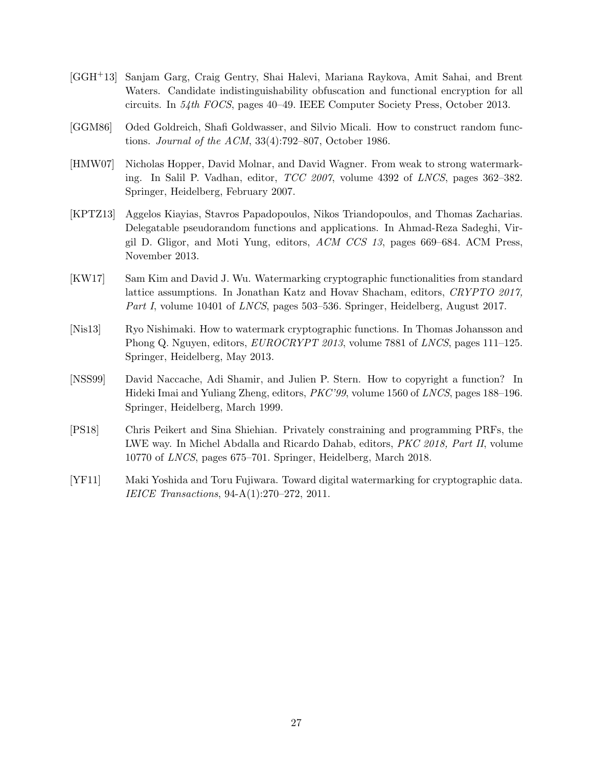[GGH+13] Sanjam Garg, Craig Gentry, Shai Halevi, Mariana Raykova, Amit Sahai, and Brent Waters. Candidate indistinguishability obfuscation and functional encryption for all circuits. In *54th FOCS*, pages 40–49. IEEE Computer Society Press, October 2013.

[GGM86] Oded Goldreich, Shafi Goldwasser, and Silvio Micali. How to construct random functions. *Journal of the ACM*, 33(4):792–807, October 1986.

[HMW07] Nicholas Hopper, David Molnar, and David Wagner. From weak to strong watermarking. In Salil P. Vadhan, editor, *TCC 2007*, volume 4392 of *LNCS*, pages 362–382. Springer, Heidelberg, February 2007.

[KPTZ13] Aggelos Kiayias, Stavros Papadopoulos, Nikos Triandopoulos, and Thomas Zacharias. Delegatable pseudorandom functions and applications. In Ahmad-Reza Sadeghi, Virgil D. Gligor, and Moti Yung, editors, *ACM CCS 13*, pages 669–684. ACM Press, November 2013.

[KW17] Sam Kim and David J. Wu. Watermarking cryptographic functionalities from standard lattice assumptions. In Jonathan Katz and Hovav Shacham, editors, *CRYPTO 2017, Part I*, volume 10401 of *LNCS*, pages 503–536. Springer, Heidelberg, August 2017.

[Nis13] Ryo Nishimaki. How to watermark cryptographic functions. In Thomas Johansson and Phong Q. Nguyen, editors, *EUROCRYPT 2013*, volume 7881 of *LNCS*, pages 111–125. Springer, Heidelberg, May 2013.

[NSS99] David Naccache, Adi Shamir, and Julien P. Stern. How to copyright a function? In Hideki Imai and Yuliang Zheng, editors, *PKC'99*, volume 1560 of *LNCS*, pages 188–196. Springer, Heidelberg, March 1999.

[PS18] Chris Peikert and Sina Shiehian. Privately constraining and programming PRFs, the LWE way. In Michel Abdalla and Ricardo Dahab, editors, *PKC 2018, Part II*, volume 10770 of *LNCS*, pages 675–701. Springer, Heidelberg, March 2018.

[YF11] Maki Yoshida and Toru Fujiwara. Toward digital watermarking for cryptographic data. *IEICE Transactions*, 94-A(1):270–272, 2011.